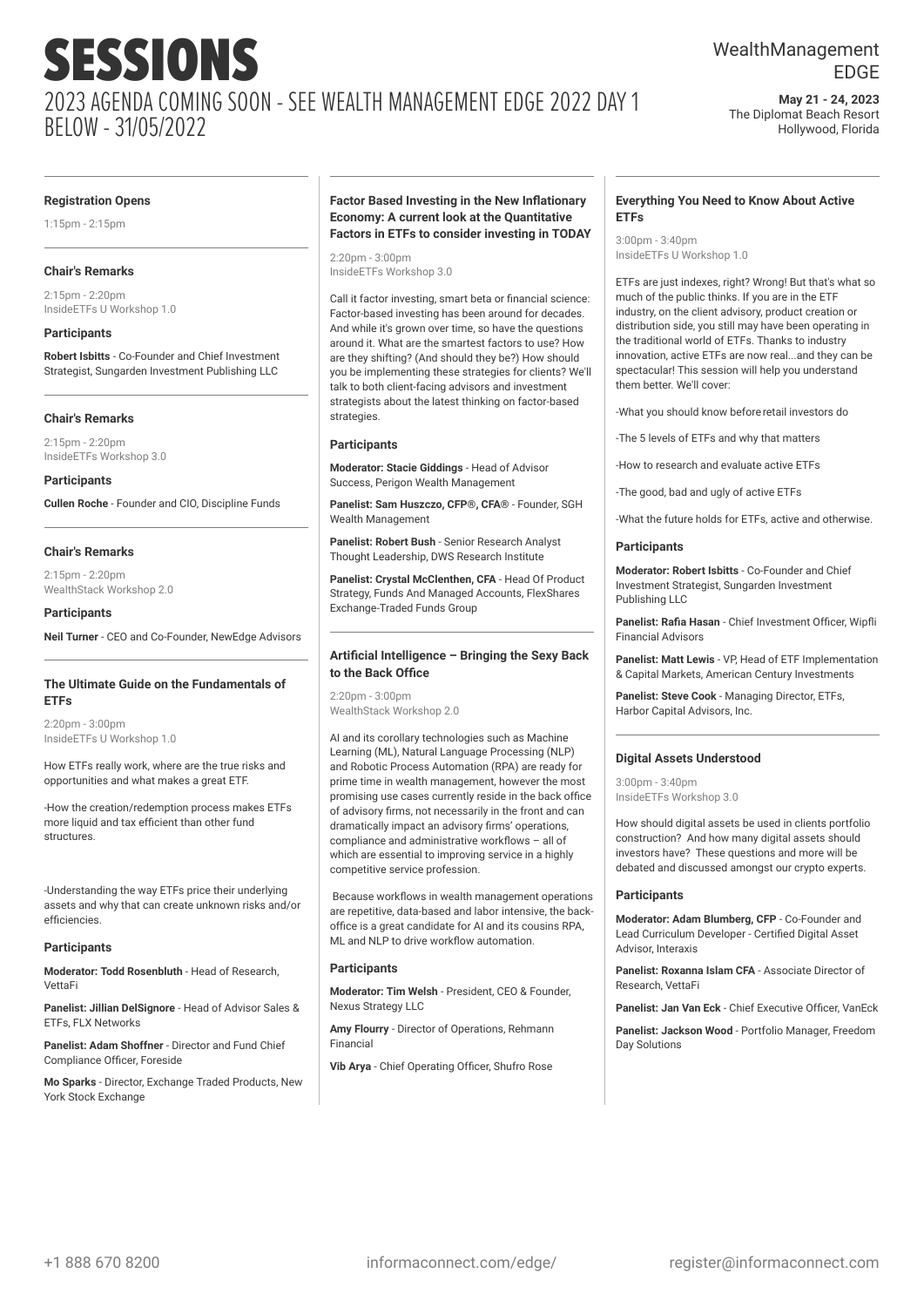# SESSIONS

## 2023 AGENDA COMING SOON - SEE WEALTH MANAGEMENT EDGE 2022 DAY 1 BELOW - 31/05/2022

WealthManagement EDGE

**May 21 - 24, 2023**
The Diplomat Beach Resort
Hollywood, Florida

---

### Registration Opens

1:15pm - 2:15pm

---

### Chair's Remarks

2:15pm - 2:20pm
InsideETFs U Workshop 1.0

**Participants**

**Robert Isbitts** - Co-Founder and Chief Investment Strategist, Sungarden Investment Publishing LLC

---

### Chair's Remarks

2:15pm - 2:20pm
InsideETFs Workshop 3.0

**Participants**

**Cullen Roche** - Founder and CIO, Discipline Funds

---

### Chair's Remarks

2:15pm - 2:20pm
WealthStack Workshop 2.0

**Participants**

**Neil Turner** - CEO and Co-Founder, NewEdge Advisors

---

### The Ultimate Guide on the Fundamentals of ETFs

2:20pm - 3:00pm
InsideETFs U Workshop 1.0

How ETFs really work, where are the true risks and opportunities and what makes a great ETF.

-How the creation/redemption process makes ETFs more liquid and tax efficient than other fund structures.

-Understanding the way ETFs price their underlying assets and why that can create unknown risks and/or efficiencies.

**Participants**

**Moderator: Todd Rosenbluth** - Head of Research, VettaFi

**Panelist: Jillian DelSignore** - Head of Advisor Sales & ETFs, FLX Networks

**Panelist: Adam Shoffner** - Director and Fund Chief Compliance Officer, Foreside

**Mo Sparks** - Director, Exchange Traded Products, New York Stock Exchange

---

### Factor Based Investing in the New Inflationary Economy: A current look at the Quantitative Factors in ETFs to consider investing in TODAY

2:20pm - 3:00pm
InsideETFs Workshop 3.0

Call it factor investing, smart beta or financial science: Factor-based investing has been around for decades. And while it's grown over time, so have the questions around it. What are the smartest factors to use? How are they shifting? (And should they be?) How should you be implementing these strategies for clients? We'll talk to both client-facing advisors and investment strategists about the latest thinking on factor-based strategies.

**Participants**

**Moderator: Stacie Giddings** - Head of Advisor Success, Perigon Wealth Management

**Panelist: Sam Huszczo, CFP®, CFA®** - Founder, SGH Wealth Management

**Panelist: Robert Bush** - Senior Research Analyst Thought Leadership, DWS Research Institute

**Panelist: Crystal McClenthen, CFA** - Head Of Product Strategy, Funds And Managed Accounts, FlexShares Exchange-Traded Funds Group

---

### Artificial Intelligence – Bringing the Sexy Back to the Back Office

2:20pm - 3:00pm
WealthStack Workshop 2.0

AI and its corollary technologies such as Machine Learning (ML), Natural Language Processing (NLP) and Robotic Process Automation (RPA) are ready for prime time in wealth management, however the most promising use cases currently reside in the back office of advisory firms, not necessarily in the front and can dramatically impact an advisory firms' operations, compliance and administrative workflows – all of which are essential to improving service in a highly competitive service profession.

Because workflows in wealth management operations are repetitive, data-based and labor intensive, the back-office is a great candidate for AI and its cousins RPA, ML and NLP to drive workflow automation.

**Participants**

**Moderator: Tim Welsh** - President, CEO & Founder, Nexus Strategy LLC

**Amy Flourry** - Director of Operations, Rehmann Financial

**Vib Arya** - Chief Operating Officer, Shufro Rose

---

### Everything You Need to Know About Active ETFs

3:00pm - 3:40pm
InsideETFs U Workshop 1.0

ETFs are just indexes, right? Wrong! But that's what so much of the public thinks. If you are in the ETF industry, on the client advisory, product creation or distribution side, you still may have been operating in the traditional world of ETFs. Thanks to industry innovation, active ETFs are now real...and they can be spectacular! This session will help you understand them better. We'll cover:

-What you should know before retail investors do

-The 5 levels of ETFs and why that matters

-How to research and evaluate active ETFs

-The good, bad and ugly of active ETFs

-What the future holds for ETFs, active and otherwise.

**Participants**

**Moderator: Robert Isbitts** - Co-Founder and Chief Investment Strategist, Sungarden Investment Publishing LLC

**Panelist: Rafia Hasan** - Chief Investment Officer, Wipfli Financial Advisors

**Panelist: Matt Lewis** - VP, Head of ETF Implementation & Capital Markets, American Century Investments

**Panelist: Steve Cook** - Managing Director, ETFs, Harbor Capital Advisors, Inc.

---

### Digital Assets Understood

3:00pm - 3:40pm
InsideETFs Workshop 3.0

How should digital assets be used in clients portfolio construction? And how many digital assets should investors have? These questions and more will be debated and discussed amongst our crypto experts.

**Participants**

**Moderator: Adam Blumberg, CFP** - Co-Founder and Lead Curriculum Developer - Certified Digital Asset Advisor, Interaxis

**Panelist: Roxanna Islam CFA** - Associate Director of Research, VettaFi

**Panelist: Jan Van Eck** - Chief Executive Officer, VanEck

**Panelist: Jackson Wood** - Portfolio Manager, Freedom Day Solutions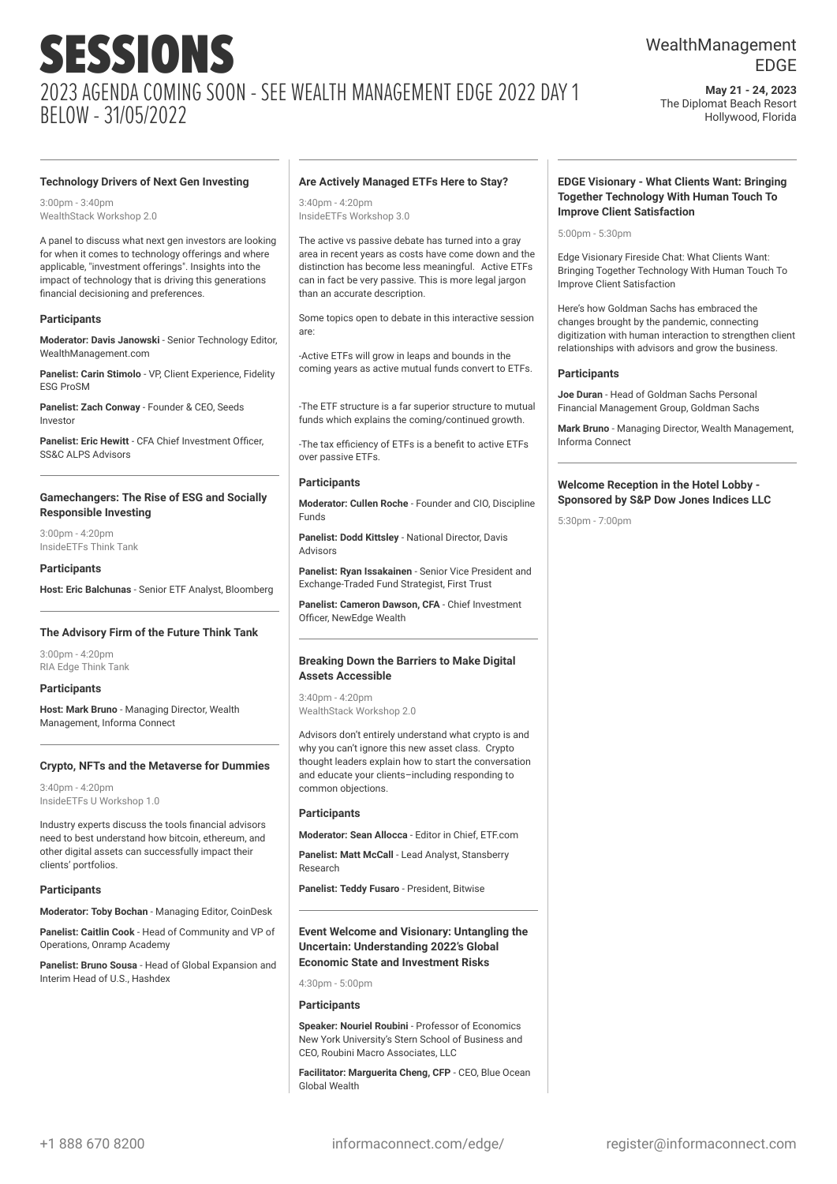# SESSIONS

## 2023 AGENDA COMING SOON - SEE WEALTH MANAGEMENT EDGE 2022 DAY 1 BELOW - 31/05/2022

WealthManagement EDGE

**May 21 - 24, 2023**
The Diplomat Beach Resort
Hollywood, Florida

---

### Technology Drivers of Next Gen Investing

3:00pm - 3:40pm
WealthStack Workshop 2.0

A panel to discuss what next gen investors are looking for when it comes to technology offerings and where applicable, "investment offerings". Insights into the impact of technology that is driving this generations financial decisioning and preferences.

#### Participants

**Moderator: Davis Janowski** - Senior Technology Editor, WealthManagement.com

**Panelist: Carin Stimolo** - VP, Client Experience, Fidelity ESG ProSM

**Panelist: Zach Conway** - Founder & CEO, Seeds Investor

**Panelist: Eric Hewitt** - CFA Chief Investment Officer, SS&C ALPS Advisors

---

### Gamechangers: The Rise of ESG and Socially Responsible Investing

3:00pm - 4:20pm
InsideETFs Think Tank

#### Participants

**Host: Eric Balchunas** - Senior ETF Analyst, Bloomberg

---

### The Advisory Firm of the Future Think Tank

3:00pm - 4:20pm
RIA Edge Think Tank

#### Participants

**Host: Mark Bruno** - Managing Director, Wealth Management, Informa Connect

---

### Crypto, NFTs and the Metaverse for Dummies

3:40pm - 4:20pm
InsideETFs U Workshop 1.0

Industry experts discuss the tools financial advisors need to best understand how bitcoin, ethereum, and other digital assets can successfully impact their clients' portfolios.

#### Participants

**Moderator: Toby Bochan** - Managing Editor, CoinDesk

**Panelist: Caitlin Cook** - Head of Community and VP of Operations, Onramp Academy

**Panelist: Bruno Sousa** - Head of Global Expansion and Interim Head of U.S., Hashdex

---

### Are Actively Managed ETFs Here to Stay?

3:40pm - 4:20pm
InsideETFs Workshop 3.0

The active vs passive debate has turned into a gray area in recent years as costs have come down and the distinction has become less meaningful. Active ETFs can in fact be very passive. This is more legal jargon than an accurate description.

Some topics open to debate in this interactive session are:

-Active ETFs will grow in leaps and bounds in the coming years as active mutual funds convert to ETFs.

-The ETF structure is a far superior structure to mutual funds which explains the coming/continued growth.

-The tax efficiency of ETFs is a benefit to active ETFs over passive ETFs.

#### Participants

**Moderator: Cullen Roche** - Founder and CIO, Discipline Funds

**Panelist: Dodd Kittsley** - National Director, Davis Advisors

**Panelist: Ryan Issakainen** - Senior Vice President and Exchange-Traded Fund Strategist, First Trust

**Panelist: Cameron Dawson, CFA** - Chief Investment Officer, NewEdge Wealth

---

### Breaking Down the Barriers to Make Digital Assets Accessible

3:40pm - 4:20pm
WealthStack Workshop 2.0

Advisors don't entirely understand what crypto is and why you can't ignore this new asset class. Crypto thought leaders explain how to start the conversation and educate your clients–including responding to common objections.

#### Participants

**Moderator: Sean Allocca** - Editor in Chief, ETF.com

**Panelist: Matt McCall** - Lead Analyst, Stansberry Research

**Panelist: Teddy Fusaro** - President, Bitwise

---

### Event Welcome and Visionary: Untangling the Uncertain: Understanding 2022's Global Economic State and Investment Risks

4:30pm - 5:00pm

#### Participants

**Speaker: Nouriel Roubini** - Professor of Economics New York University's Stern School of Business and CEO, Roubini Macro Associates, LLC

**Facilitator: Marguerita Cheng, CFP** - CEO, Blue Ocean Global Wealth

---

### EDGE Visionary - What Clients Want: Bringing Together Technology With Human Touch To Improve Client Satisfaction

5:00pm - 5:30pm

Edge Visionary Fireside Chat: What Clients Want: Bringing Together Technology With Human Touch To Improve Client Satisfaction

Here's how Goldman Sachs has embraced the changes brought by the pandemic, connecting digitization with human interaction to strengthen client relationships with advisors and grow the business.

#### Participants

**Joe Duran** - Head of Goldman Sachs Personal Financial Management Group, Goldman Sachs

**Mark Bruno** - Managing Director, Wealth Management, Informa Connect

---

### Welcome Reception in the Hotel Lobby - Sponsored by S&P Dow Jones Indices LLC

5:30pm - 7:00pm

---

+1 888 670 8200 | informaconnect.com/edge/ | register@informaconnect.com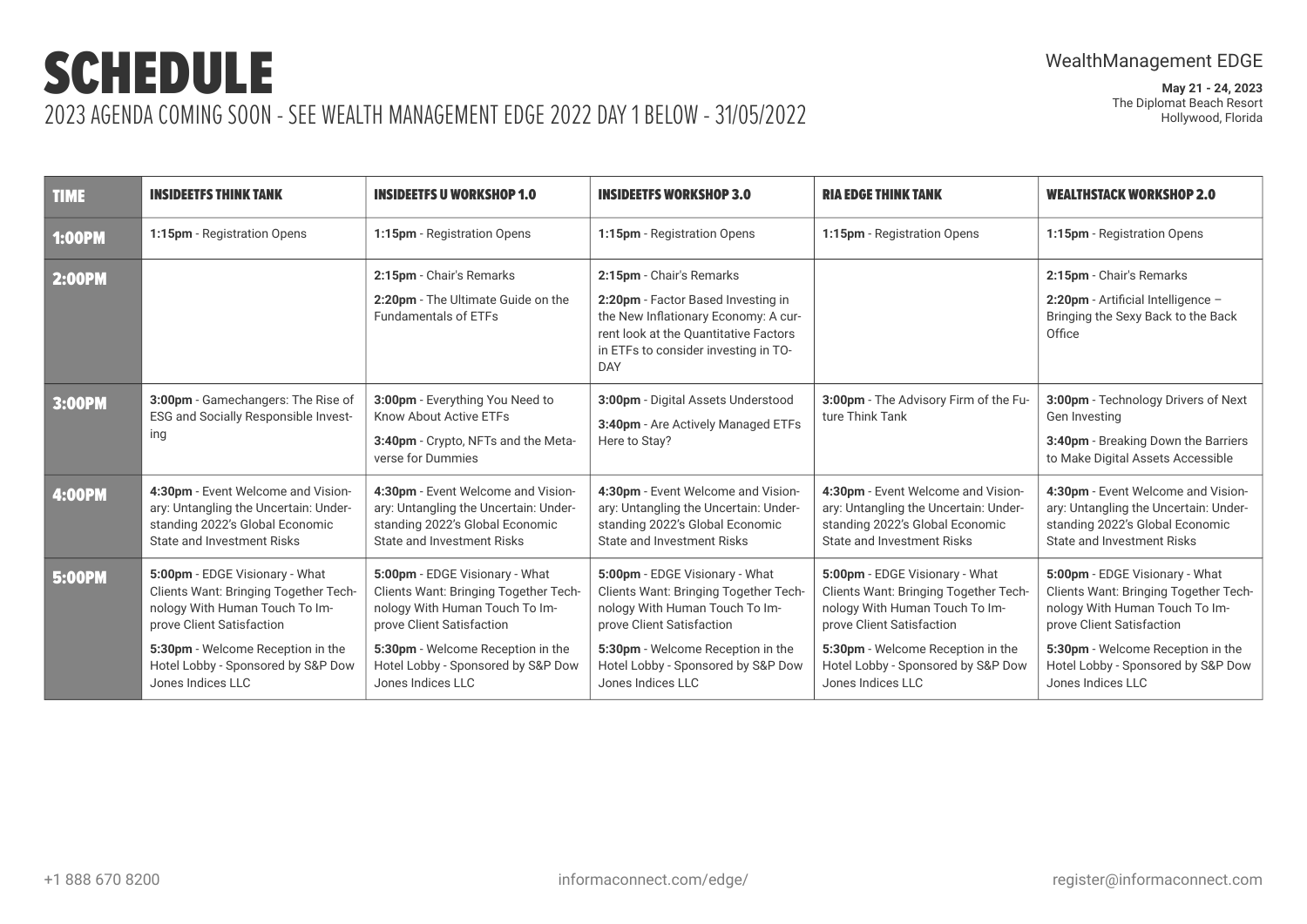# SCHEDULE

2023 AGENDA COMING SOON - SEE WEALTH MANAGEMENT EDGE 2022 DAY 1 BELOW - 31/05/2022

WealthManagement EDGE

**May 21 - 24, 2023**
The Diplomat Beach Resort
Hollywood, Florida

| TIME | INSIDEETFS THINK TANK | INSIDEETFS U WORKSHOP 1.0 | INSIDEETFS WORKSHOP 3.0 | RIA EDGE THINK TANK | WEALTHSTACK WORKSHOP 2.0 |
|---|---|---|---|---|---|
| 1:00PM | **1:15pm** - Registration Opens | **1:15pm** - Registration Opens | **1:15pm** - Registration Opens | **1:15pm** - Registration Opens | **1:15pm** - Registration Opens |
| 2:00PM | | **2:15pm** - Chair's Remarks<br>**2:20pm** - The Ultimate Guide on the Fundamentals of ETFs | **2:15pm** - Chair's Remarks<br>**2:20pm** - Factor Based Investing in the New Inflationary Economy: A current look at the Quantitative Factors in ETFs to consider investing in TODAY | | **2:15pm** - Chair's Remarks<br>**2:20pm** - Artificial Intelligence – Bringing the Sexy Back to the Back Office |
| 3:00PM | **3:00pm** - Gamechangers: The Rise of ESG and Socially Responsible Investing | **3:00pm** - Everything You Need to Know About Active ETFs<br>**3:40pm** - Crypto, NFTs and the Metaverse for Dummies | **3:00pm** - Digital Assets Understood<br>**3:40pm** - Are Actively Managed ETFs Here to Stay? | **3:00pm** - The Advisory Firm of the Future Think Tank | **3:00pm** - Technology Drivers of Next Gen Investing<br>**3:40pm** - Breaking Down the Barriers to Make Digital Assets Accessible |
| 4:00PM | **4:30pm** - Event Welcome and Visionary: Untangling the Uncertain: Understanding 2022's Global Economic State and Investment Risks | **4:30pm** - Event Welcome and Visionary: Untangling the Uncertain: Understanding 2022's Global Economic State and Investment Risks | **4:30pm** - Event Welcome and Visionary: Untangling the Uncertain: Understanding 2022's Global Economic State and Investment Risks | **4:30pm** - Event Welcome and Visionary: Untangling the Uncertain: Understanding 2022's Global Economic State and Investment Risks | **4:30pm** - Event Welcome and Visionary: Untangling the Uncertain: Understanding 2022's Global Economic State and Investment Risks |
| 5:00PM | **5:00pm** - EDGE Visionary - What Clients Want: Bringing Together Technology With Human Touch To Improve Client Satisfaction<br>**5:30pm** - Welcome Reception in the Hotel Lobby - Sponsored by S&P Dow Jones Indices LLC | **5:00pm** - EDGE Visionary - What Clients Want: Bringing Together Technology With Human Touch To Improve Client Satisfaction<br>**5:30pm** - Welcome Reception in the Hotel Lobby - Sponsored by S&P Dow Jones Indices LLC | **5:00pm** - EDGE Visionary - What Clients Want: Bringing Together Technology With Human Touch To Improve Client Satisfaction<br>**5:30pm** - Welcome Reception in the Hotel Lobby - Sponsored by S&P Dow Jones Indices LLC | **5:00pm** - EDGE Visionary - What Clients Want: Bringing Together Technology With Human Touch To Improve Client Satisfaction<br>**5:30pm** - Welcome Reception in the Hotel Lobby - Sponsored by S&P Dow Jones Indices LLC | **5:00pm** - EDGE Visionary - What Clients Want: Bringing Together Technology With Human Touch To Improve Client Satisfaction<br>**5:30pm** - Welcome Reception in the Hotel Lobby - Sponsored by S&P Dow Jones Indices LLC |

+1 888 670 8200 informaconnect.com/edge/ register@informaconnect.com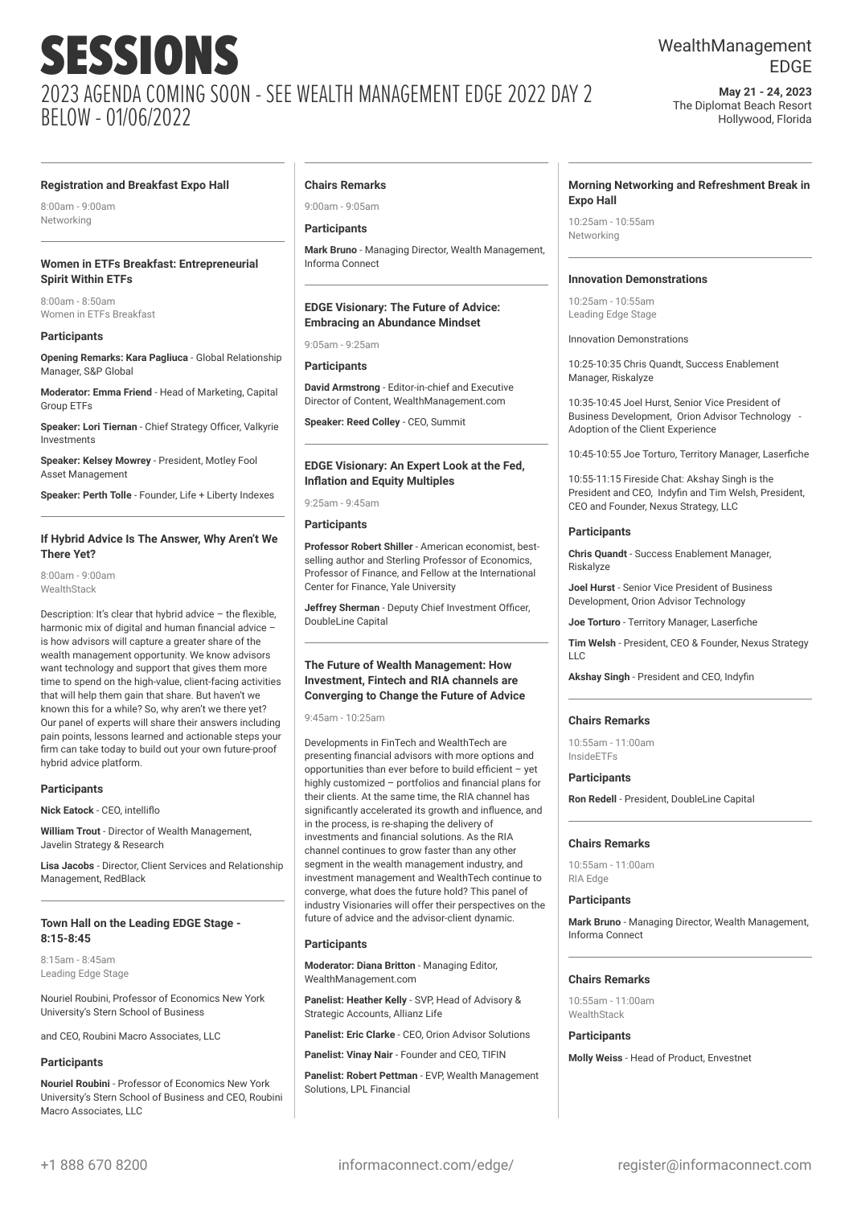# SESSIONS

## 2023 AGENDA COMING SOON - SEE WEALTH MANAGEMENT EDGE 2022 DAY 2 BELOW - 01/06/2022

WealthManagement EDGE

**May 21 - 24, 2023**
The Diplomat Beach Resort
Hollywood, Florida

---

### Registration and Breakfast Expo Hall

8:00am - 9:00am
Networking

---

### Women in ETFs Breakfast: Entrepreneurial Spirit Within ETFs

8:00am - 8:50am
Women in ETFs Breakfast

#### Participants

**Opening Remarks: Kara Pagliuca** - Global Relationship Manager, S&P Global

**Moderator: Emma Friend** - Head of Marketing, Capital Group ETFs

**Speaker: Lori Tiernan** - Chief Strategy Officer, Valkyrie Investments

**Speaker: Kelsey Mowrey** - President, Motley Fool Asset Management

**Speaker: Perth Tolle** - Founder, Life + Liberty Indexes

---

### If Hybrid Advice Is The Answer, Why Aren't We There Yet?

8:00am - 9:00am
WealthStack

Description: It's clear that hybrid advice – the flexible, harmonic mix of digital and human financial advice – is how advisors will capture a greater share of the wealth management opportunity. We know advisors want technology and support that gives them more time to spend on the high-value, client-facing activities that will help them gain that share. But haven't we known this for a while? So, why aren't we there yet? Our panel of experts will share their answers including pain points, lessons learned and actionable steps your firm can take today to build out your own future-proof hybrid advice platform.

#### Participants

**Nick Eatock** - CEO, intelliflo

**William Trout** - Director of Wealth Management, Javelin Strategy & Research

**Lisa Jacobs** - Director, Client Services and Relationship Management, RedBlack

---

### Town Hall on the Leading EDGE Stage - 8:15-8:45

8:15am - 8:45am
Leading Edge Stage

Nouriel Roubini, Professor of Economics New York University's Stern School of Business

and CEO, Roubini Macro Associates, LLC

#### Participants

**Nouriel Roubini** - Professor of Economics New York University's Stern School of Business and CEO, Roubini Macro Associates, LLC

---

### Chairs Remarks

9:00am - 9:05am

#### Participants

**Mark Bruno** - Managing Director, Wealth Management, Informa Connect

---

### EDGE Visionary: The Future of Advice: Embracing an Abundance Mindset

9:05am - 9:25am

#### Participants

**David Armstrong** - Editor-in-chief and Executive Director of Content, WealthManagement.com

**Speaker: Reed Colley** - CEO, Summit

---

### EDGE Visionary: An Expert Look at the Fed, Inflation and Equity Multiples

9:25am - 9:45am

#### Participants

**Professor Robert Shiller** - American economist, best-selling author and Sterling Professor of Economics, Professor of Finance, and Fellow at the International Center for Finance, Yale University

**Jeffrey Sherman** - Deputy Chief Investment Officer, DoubleLine Capital

---

### The Future of Wealth Management: How Investment, Fintech and RIA channels are Converging to Change the Future of Advice

9:45am - 10:25am

Developments in FinTech and WealthTech are presenting financial advisors with more options and opportunities than ever before to build efficient – yet highly customized – portfolios and financial plans for their clients. At the same time, the RIA channel has significantly accelerated its growth and influence, and in the process, is re-shaping the delivery of investments and financial solutions. As the RIA channel continues to grow faster than any other segment in the wealth management industry, and investment management and WealthTech continue to converge, what does the future hold? This panel of industry Visionaries will offer their perspectives on the future of advice and the advisor-client dynamic.

#### Participants

**Moderator: Diana Britton** - Managing Editor, WealthManagement.com

**Panelist: Heather Kelly** - SVP, Head of Advisory & Strategic Accounts, Allianz Life

**Panelist: Eric Clarke** - CEO, Orion Advisor Solutions

**Panelist: Vinay Nair** - Founder and CEO, TIFIN

**Panelist: Robert Pettman** - EVP, Wealth Management Solutions, LPL Financial

---

### Morning Networking and Refreshment Break in Expo Hall

10:25am - 10:55am
Networking

---

### Innovation Demonstrations

10:25am - 10:55am
Leading Edge Stage

Innovation Demonstrations

10:25-10:35 Chris Quandt, Success Enablement Manager, Riskalyze

10:35-10:45 Joel Hurst, Senior Vice President of Business Development, Orion Advisor Technology - Adoption of the Client Experience

10:45-10:55 Joe Torturo, Territory Manager, Laserfiche

10:55-11:15 Fireside Chat: Akshay Singh is the President and CEO, Indyfin and Tim Welsh, President, CEO and Founder, Nexus Strategy, LLC

#### Participants

**Chris Quandt** - Success Enablement Manager, Riskalyze

**Joel Hurst** - Senior Vice President of Business Development, Orion Advisor Technology

**Joe Torturo** - Territory Manager, Laserfiche

**Tim Welsh** - President, CEO & Founder, Nexus Strategy LLC

**Akshay Singh** - President and CEO, Indyfin

---

### Chairs Remarks

10:55am - 11:00am
InsideETFs

#### Participants

**Ron Redell** - President, DoubleLine Capital

---

### Chairs Remarks

10:55am - 11:00am
RIA Edge

#### Participants

**Mark Bruno** - Managing Director, Wealth Management, Informa Connect

---

### Chairs Remarks

10:55am - 11:00am
WealthStack

#### Participants

**Molly Weiss** - Head of Product, Envestnet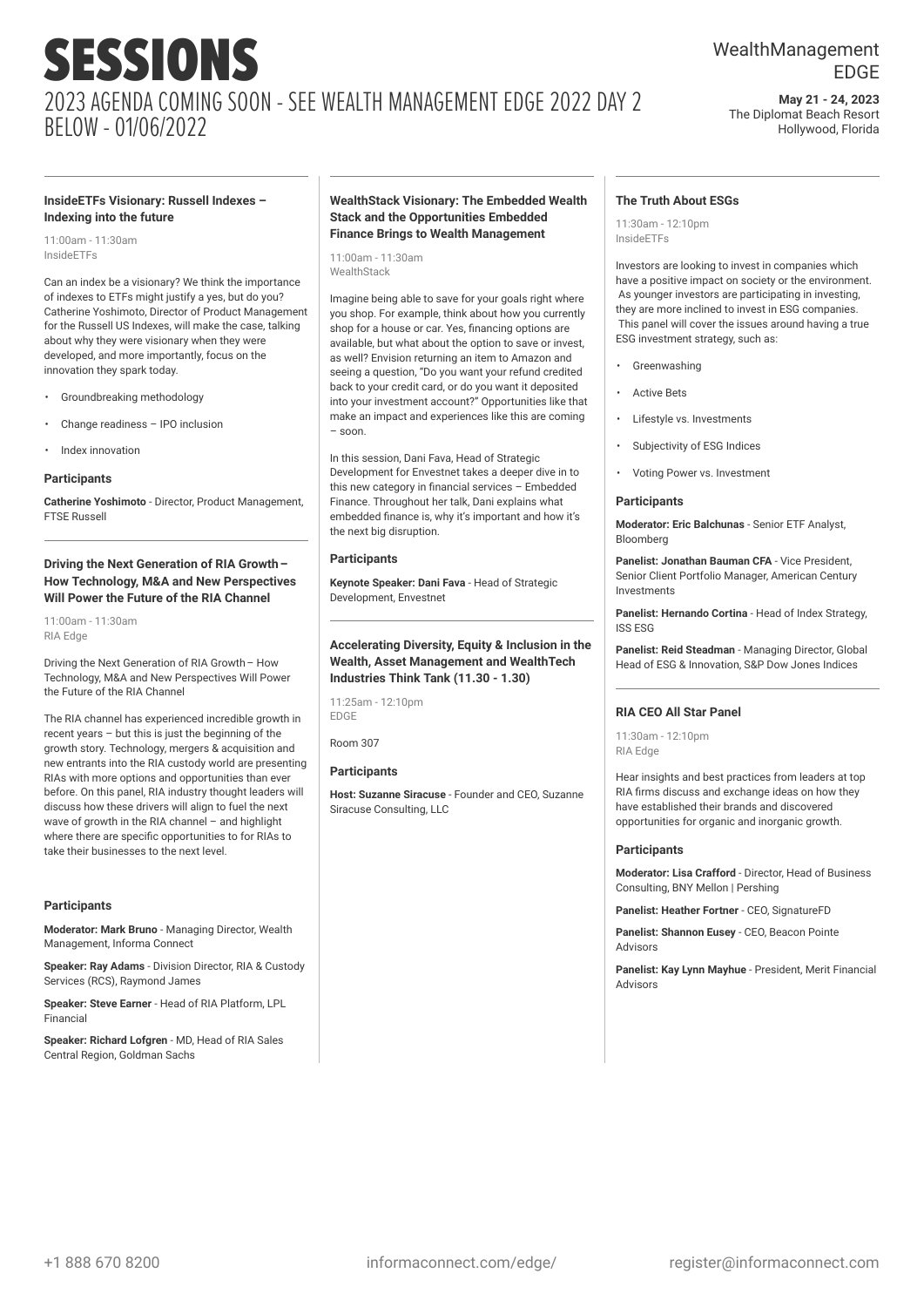# SESSIONS

## 2023 AGENDA COMING SOON - SEE WEALTH MANAGEMENT EDGE 2022 DAY 2 BELOW - 01/06/2022

WealthManagement EDGE

**May 21 - 24, 2023**
The Diplomat Beach Resort
Hollywood, Florida

### InsideETFs Visionary: Russell Indexes – Indexing into the future

11:00am - 11:30am
InsideETFs

Can an index be a visionary? We think the importance of indexes to ETFs might justify a yes, but do you? Catherine Yoshimoto, Director of Product Management for the Russell US Indexes, will make the case, talking about why they were visionary when they were developed, and more importantly, focus on the innovation they spark today.

- Groundbreaking methodology
- Change readiness – IPO inclusion
- Index innovation

#### Participants

**Catherine Yoshimoto** - Director, Product Management, FTSE Russell

### Driving the Next Generation of RIA Growth – How Technology, M&A and New Perspectives Will Power the Future of the RIA Channel

11:00am - 11:30am
RIA Edge

Driving the Next Generation of RIA Growth – How Technology, M&A and New Perspectives Will Power the Future of the RIA Channel

The RIA channel has experienced incredible growth in recent years – but this is just the beginning of the growth story. Technology, mergers & acquisition and new entrants into the RIA custody world are presenting RIAs with more options and opportunities than ever before. On this panel, RIA industry thought leaders will discuss how these drivers will align to fuel the next wave of growth in the RIA channel – and highlight where there are specific opportunities to for RIAs to take their businesses to the next level.

#### Participants

**Moderator: Mark Bruno** - Managing Director, Wealth Management, Informa Connect

**Speaker: Ray Adams** - Division Director, RIA & Custody Services (RCS), Raymond James

**Speaker: Steve Earner** - Head of RIA Platform, LPL Financial

**Speaker: Richard Lofgren** - MD, Head of RIA Sales Central Region, Goldman Sachs

### WealthStack Visionary: The Embedded Wealth Stack and the Opportunities Embedded Finance Brings to Wealth Management

11:00am - 11:30am
WealthStack

Imagine being able to save for your goals right where you shop. For example, think about how you currently shop for a house or car. Yes, financing options are available, but what about the option to save or invest, as well? Envision returning an item to Amazon and seeing a question, "Do you want your refund credited back to your credit card, or do you want it deposited into your investment account?" Opportunities like that make an impact and experiences like this are coming – soon.

In this session, Dani Fava, Head of Strategic Development for Envestnet takes a deeper dive in to this new category in financial services – Embedded Finance. Throughout her talk, Dani explains what embedded finance is, why it's important and how it's the next big disruption.

#### Participants

**Keynote Speaker: Dani Fava** - Head of Strategic Development, Envestnet

### Accelerating Diversity, Equity & Inclusion in the Wealth, Asset Management and WealthTech Industries Think Tank (11.30 - 1.30)

11:25am - 12:10pm
EDGE

Room 307

#### Participants

**Host: Suzanne Siracuse** - Founder and CEO, Suzanne Siracuse Consulting, LLC

### The Truth About ESGs

11:30am - 12:10pm
InsideETFs

Investors are looking to invest in companies which have a positive impact on society or the environment. As younger investors are participating in investing, they are more inclined to invest in ESG companies. This panel will cover the issues around having a true ESG investment strategy, such as:

- Greenwashing
- Active Bets
- Lifestyle vs. Investments
- Subjectivity of ESG Indices
- Voting Power vs. Investment

#### Participants

**Moderator: Eric Balchunas** - Senior ETF Analyst, Bloomberg

**Panelist: Jonathan Bauman CFA** - Vice President, Senior Client Portfolio Manager, American Century Investments

**Panelist: Hernando Cortina** - Head of Index Strategy, ISS ESG

**Panelist: Reid Steadman** - Managing Director, Global Head of ESG & Innovation, S&P Dow Jones Indices

### RIA CEO All Star Panel

11:30am - 12:10pm
RIA Edge

Hear insights and best practices from leaders at top RIA firms discuss and exchange ideas on how they have established their brands and discovered opportunities for organic and inorganic growth.

#### Participants

**Moderator: Lisa Crafford** - Director, Head of Business Consulting, BNY Mellon | Pershing

**Panelist: Heather Fortner** - CEO, SignatureFD

**Panelist: Shannon Eusey** - CEO, Beacon Pointe Advisors

**Panelist: Kay Lynn Mayhue** - President, Merit Financial Advisors

+1 888 670 8200 informaconnect.com/edge/ register@informaconnect.com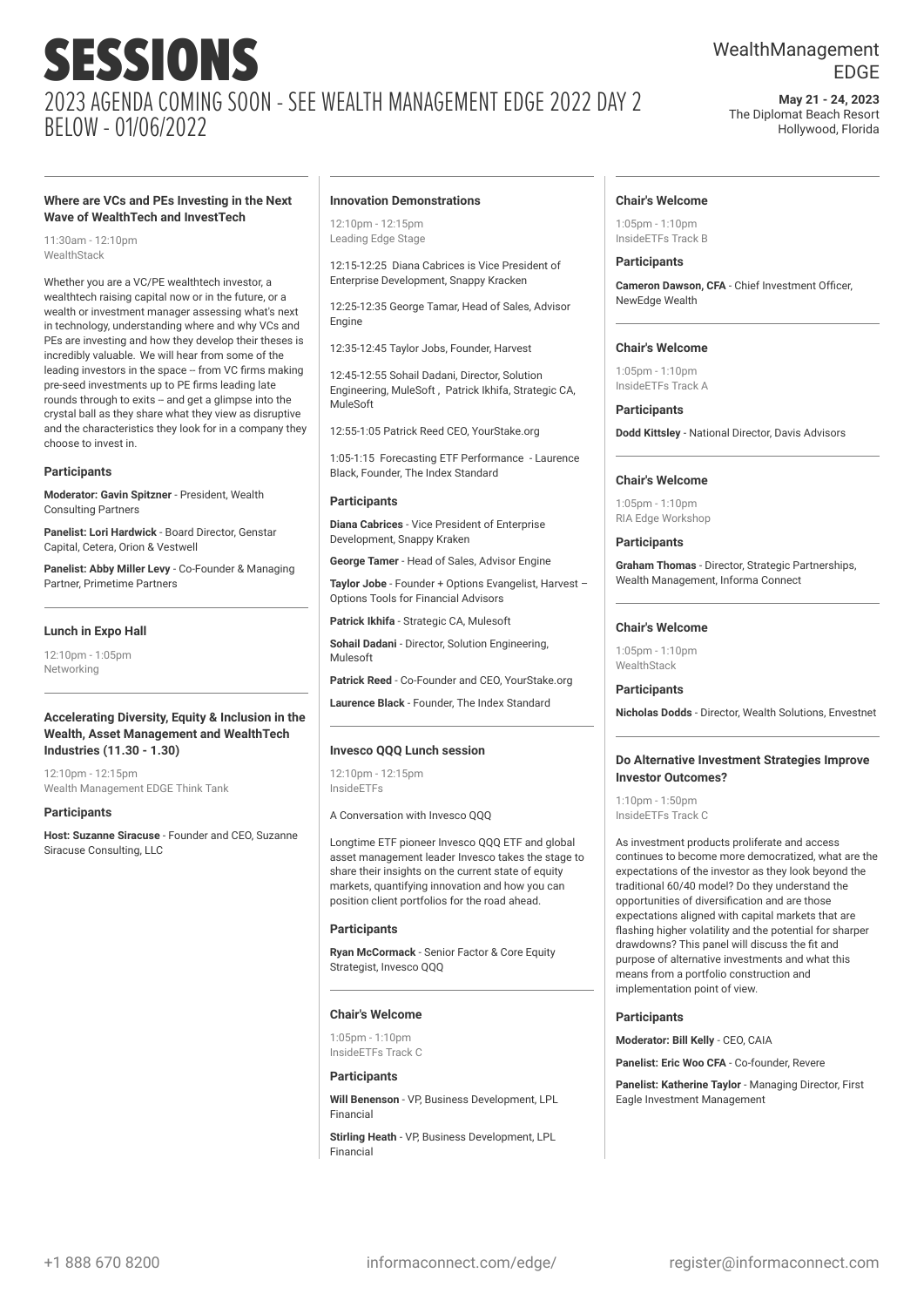# SESSIONS

## 2023 AGENDA COMING SOON - SEE WEALTH MANAGEMENT EDGE 2022 DAY 2 BELOW - 01/06/2022

WealthManagement EDGE

**May 21 - 24, 2023**
The Diplomat Beach Resort
Hollywood, Florida

---

### Where are VCs and PEs Investing in the Next Wave of WealthTech and InvestTech

11:30am - 12:10pm
WealthStack

Whether you are a VC/PE wealthtech investor, a wealthtech raising capital now or in the future, or a wealth or investment manager assessing what's next in technology, understanding where and why VCs and PEs are investing and how they develop their theses is incredibly valuable. We will hear from some of the leading investors in the space -- from VC firms making pre-seed investments up to PE firms leading late rounds through to exits -- and get a glimpse into the crystal ball as they share what they view as disruptive and the characteristics they look for in a company they choose to invest in.

**Participants**

**Moderator: Gavin Spitzner** - President, Wealth Consulting Partners

**Panelist: Lori Hardwick** - Board Director, Genstar Capital, Cetera, Orion & Vestwell

**Panelist: Abby Miller Levy** - Co-Founder & Managing Partner, Primetime Partners

---

### Lunch in Expo Hall

12:10pm - 1:05pm
Networking

---

### Accelerating Diversity, Equity & Inclusion in the Wealth, Asset Management and WealthTech Industries (11.30 - 1.30)

12:10pm - 12:15pm
Wealth Management EDGE Think Tank

**Participants**

**Host: Suzanne Siracuse** - Founder and CEO, Suzanne Siracuse Consulting, LLC

---

### Innovation Demonstrations

12:10pm - 12:15pm
Leading Edge Stage

12:15-12:25 Diana Cabrices is Vice President of Enterprise Development, Snappy Kracken

12:25-12:35 George Tamar, Head of Sales, Advisor Engine

12:35-12:45 Taylor Jobs, Founder, Harvest

12:45-12:55 Sohail Dadani, Director, Solution Engineering, MuleSoft , Patrick Ikhifa, Strategic CA, MuleSoft

12:55-1:05 Patrick Reed CEO, YourStake.org

1:05-1:15 Forecasting ETF Performance - Laurence Black, Founder, The Index Standard

**Participants**

**Diana Cabrices** - Vice President of Enterprise Development, Snappy Kraken

**George Tamer** - Head of Sales, Advisor Engine

**Taylor Jobe** - Founder + Options Evangelist, Harvest – Options Tools for Financial Advisors

**Patrick Ikhifa** - Strategic CA, Mulesoft

**Sohail Dadani** - Director, Solution Engineering, Mulesoft

**Patrick Reed** - Co-Founder and CEO, YourStake.org

**Laurence Black** - Founder, The Index Standard

---

### Invesco QQQ Lunch session

12:10pm - 12:15pm
InsideETFs

A Conversation with Invesco QQQ

Longtime ETF pioneer Invesco QQQ ETF and global asset management leader Invesco takes the stage to share their insights on the current state of equity markets, quantifying innovation and how you can position client portfolios for the road ahead.

**Participants**

**Ryan McCormack** - Senior Factor & Core Equity Strategist, Invesco QQQ

---

### Chair's Welcome

1:05pm - 1:10pm
InsideETFs Track C

**Participants**

**Will Benenson** - VP, Business Development, LPL Financial

**Stirling Heath** - VP, Business Development, LPL Financial

---

### Chair's Welcome

1:05pm - 1:10pm
InsideETFs Track B

**Participants**

**Cameron Dawson, CFA** - Chief Investment Officer, NewEdge Wealth

---

### Chair's Welcome

1:05pm - 1:10pm
InsideETFs Track A

**Participants**

**Dodd Kittsley** - National Director, Davis Advisors

---

### Chair's Welcome

1:05pm - 1:10pm
RIA Edge Workshop

**Participants**

**Graham Thomas** - Director, Strategic Partnerships, Wealth Management, Informa Connect

---

### Chair's Welcome

1:05pm - 1:10pm
WealthStack

**Participants**

**Nicholas Dodds** - Director, Wealth Solutions, Envestnet

---

### Do Alternative Investment Strategies Improve Investor Outcomes?

1:10pm - 1:50pm
InsideETFs Track C

As investment products proliferate and access continues to become more democratized, what are the expectations of the investor as they look beyond the traditional 60/40 model? Do they understand the opportunities of diversification and are those expectations aligned with capital markets that are flashing higher volatility and the potential for sharper drawdowns? This panel will discuss the fit and purpose of alternative investments and what this means from a portfolio construction and implementation point of view.

**Participants**

**Moderator: Bill Kelly** - CEO, CAIA

**Panelist: Eric Woo CFA** - Co-founder, Revere

**Panelist: Katherine Taylor** - Managing Director, First Eagle Investment Management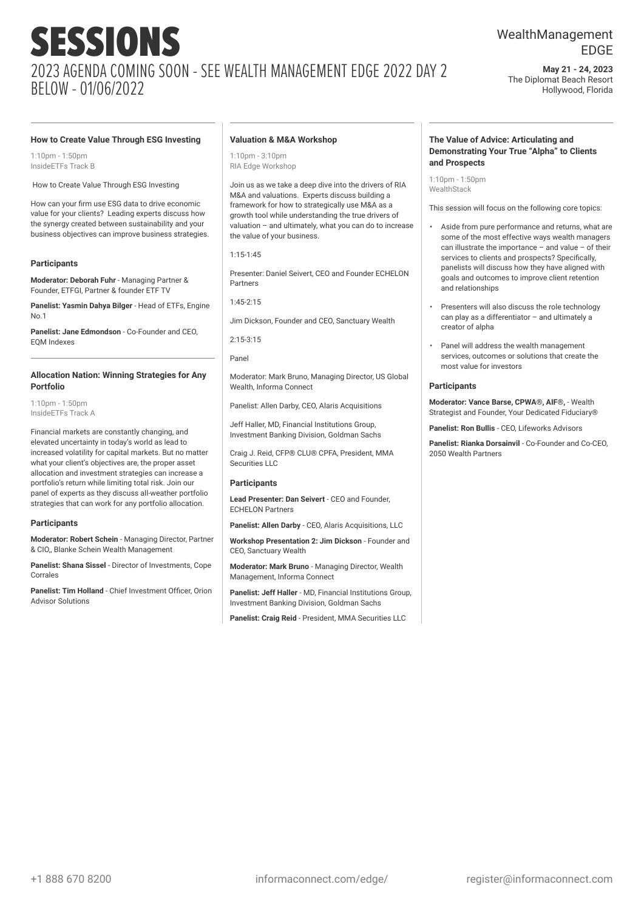# SESSIONS

## 2023 AGENDA COMING SOON - SEE WEALTH MANAGEMENT EDGE 2022 DAY 2 BELOW - 01/06/2022

WealthManagement EDGE

**May 21 - 24, 2023**
The Diplomat Beach Resort
Hollywood, Florida

### How to Create Value Through ESG Investing

1:10pm - 1:50pm
InsideETFs Track B

How to Create Value Through ESG Investing

How can your firm use ESG data to drive economic value for your clients? Leading experts discuss how the synergy created between sustainability and your business objectives can improve business strategies.

#### Participants

**Moderator: Deborah Fuhr** - Managing Partner & Founder, ETFGI, Partner & founder ETF TV

**Panelist: Yasmin Dahya Bilger** - Head of ETFs, Engine No.1

**Panelist: Jane Edmondson** - Co-Founder and CEO, EQM Indexes

### Allocation Nation: Winning Strategies for Any Portfolio

1:10pm - 1:50pm
InsideETFs Track A

Financial markets are constantly changing, and elevated uncertainty in today's world as lead to increased volatility for capital markets. But no matter what your client's objectives are, the proper asset allocation and investment strategies can increase a portfolio's return while limiting total risk. Join our panel of experts as they discuss all-weather portfolio strategies that can work for any portfolio allocation.

#### Participants

**Moderator: Robert Schein** - Managing Director, Partner & CIO,, Blanke Schein Wealth Management

**Panelist: Shana Sissel** - Director of Investments, Cope Corrales

**Panelist: Tim Holland** - Chief Investment Officer, Orion Advisor Solutions

### Valuation & M&A Workshop

1:10pm - 3:10pm
RIA Edge Workshop

Join us as we take a deep dive into the drivers of RIA M&A and valuations. Experts discuss building a framework for how to strategically use M&A as a growth tool while understanding the true drivers of valuation – and ultimately, what you can do to increase the value of your business.

1:15-1:45

Presenter: Daniel Seivert, CEO and Founder ECHELON Partners

1:45-2:15

Jim Dickson, Founder and CEO, Sanctuary Wealth

2:15-3:15

Panel

Moderator: Mark Bruno, Managing Director, US Global Wealth, Informa Connect

Panelist: Allen Darby, CEO, Alaris Acquisitions

Jeff Haller, MD, Financial Institutions Group, Investment Banking Division, Goldman Sachs

Craig J. Reid, CFP® CLU® CPFA, President, MMA Securities LLC

#### Participants

**Lead Presenter: Dan Seivert** - CEO and Founder, ECHELON Partners

**Panelist: Allen Darby** - CEO, Alaris Acquisitions, LLC

**Workshop Presentation 2: Jim Dickson** - Founder and CEO, Sanctuary Wealth

**Moderator: Mark Bruno** - Managing Director, Wealth Management, Informa Connect

**Panelist: Jeff Haller** - MD, Financial Institutions Group, Investment Banking Division, Goldman Sachs

**Panelist: Craig Reid** - President, MMA Securities LLC

### The Value of Advice: Articulating and Demonstrating Your True "Alpha" to Clients and Prospects

1:10pm - 1:50pm
WealthStack

This session will focus on the following core topics:

- Aside from pure performance and returns, what are some of the most effective ways wealth managers can illustrate the importance – and value – of their services to clients and prospects? Specifically, panelists will discuss how they have aligned with goals and outcomes to improve client retention and relationships
- Presenters will also discuss the role technology can play as a differentiator – and ultimately a creator of alpha
- Panel will address the wealth management services, outcomes or solutions that create the most value for investors

#### Participants

**Moderator: Vance Barse, CPWA®, AIF®,** - Wealth Strategist and Founder, Your Dedicated Fiduciary®

**Panelist: Ron Bullis** - CEO, Lifeworks Advisors

**Panelist: Rianka Dorsainvil** - Co-Founder and Co-CEO, 2050 Wealth Partners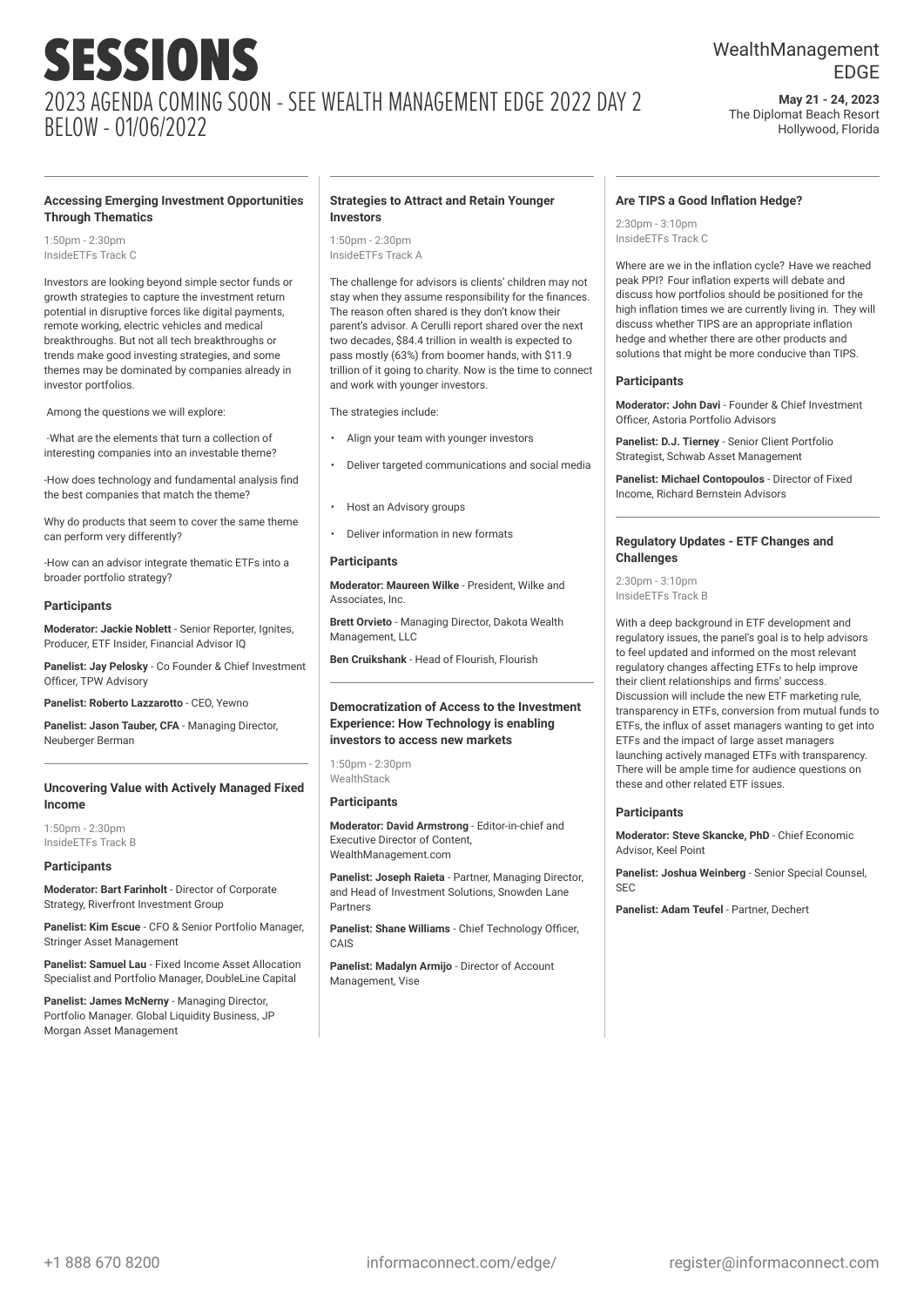# SESSIONS

## 2023 AGENDA COMING SOON - SEE WEALTH MANAGEMENT EDGE 2022 DAY 2 BELOW - 01/06/2022

WealthManagement EDGE

**May 21 - 24, 2023**
The Diplomat Beach Resort
Hollywood, Florida

### Accessing Emerging Investment Opportunities Through Thematics

1:50pm - 2:30pm
InsideETFs Track C

Investors are looking beyond simple sector funds or growth strategies to capture the investment return potential in disruptive forces like digital payments, remote working, electric vehicles and medical breakthroughs. But not all tech breakthroughs or trends make good investing strategies, and some themes may be dominated by companies already in investor portfolios.

Among the questions we will explore:

-What are the elements that turn a collection of interesting companies into an investable theme?

-How does technology and fundamental analysis find the best companies that match the theme?

Why do products that seem to cover the same theme can perform very differently?

-How can an advisor integrate thematic ETFs into a broader portfolio strategy?

#### Participants

**Moderator: Jackie Noblett** - Senior Reporter, Ignites, Producer, ETF Insider, Financial Advisor IQ

**Panelist: Jay Pelosky** - Co Founder & Chief Investment Officer, TPW Advisory

**Panelist: Roberto Lazzarotto** - CEO, Yewno

**Panelist: Jason Tauber, CFA** - Managing Director, Neuberger Berman

### Uncovering Value with Actively Managed Fixed Income

1:50pm - 2:30pm
InsideETFs Track B

#### Participants

**Moderator: Bart Farinholt** - Director of Corporate Strategy, Riverfront Investment Group

**Panelist: Kim Escue** - CFO & Senior Portfolio Manager, Stringer Asset Management

**Panelist: Samuel Lau** - Fixed Income Asset Allocation Specialist and Portfolio Manager, DoubleLine Capital

**Panelist: James McNerny** - Managing Director, Portfolio Manager. Global Liquidity Business, JP Morgan Asset Management

### Strategies to Attract and Retain Younger Investors

1:50pm - 2:30pm
InsideETFs Track A

The challenge for advisors is clients' children may not stay when they assume responsibility for the finances. The reason often shared is they don't know their parent's advisor. A Cerulli report shared over the next two decades, $84.4 trillion in wealth is expected to pass mostly (63%) from boomer hands, with $11.9 trillion of it going to charity. Now is the time to connect and work with younger investors.

The strategies include:

- Align your team with younger investors
- Deliver targeted communications and social media
- Host an Advisory groups
- Deliver information in new formats

#### Participants

**Moderator: Maureen Wilke** - President, Wilke and Associates, Inc.

**Brett Orvieto** - Managing Director, Dakota Wealth Management, LLC

**Ben Cruikshank** - Head of Flourish, Flourish

### Democratization of Access to the Investment Experience: How Technology is enabling investors to access new markets

1:50pm - 2:30pm
WealthStack

#### Participants

**Moderator: David Armstrong** - Editor-in-chief and Executive Director of Content, WealthManagement.com

**Panelist: Joseph Raieta** - Partner, Managing Director, and Head of Investment Solutions, Snowden Lane Partners

**Panelist: Shane Williams** - Chief Technology Officer, CAIS

**Panelist: Madalyn Armijo** - Director of Account Management, Vise

### Are TIPS a Good Inflation Hedge?

2:30pm - 3:10pm
InsideETFs Track C

Where are we in the inflation cycle? Have we reached peak PPI? Four inflation experts will debate and discuss how portfolios should be positioned for the high inflation times we are currently living in. They will discuss whether TIPS are an appropriate inflation hedge and whether there are other products and solutions that might be more conducive than TIPS.

#### Participants

**Moderator: John Davi** - Founder & Chief Investment Officer, Astoria Portfolio Advisors

**Panelist: D.J. Tierney** - Senior Client Portfolio Strategist, Schwab Asset Management

**Panelist: Michael Contopoulos** - Director of Fixed Income, Richard Bernstein Advisors

### Regulatory Updates - ETF Changes and Challenges

2:30pm - 3:10pm
InsideETFs Track B

With a deep background in ETF development and regulatory issues, the panel's goal is to help advisors to feel updated and informed on the most relevant regulatory changes affecting ETFs to help improve their client relationships and firms' success. Discussion will include the new ETF marketing rule, transparency in ETFs, conversion from mutual funds to ETFs, the influx of asset managers wanting to get into ETFs and the impact of large asset managers launching actively managed ETFs with transparency. There will be ample time for audience questions on these and other related ETF issues.

#### Participants

**Moderator: Steve Skancke, PhD** - Chief Economic Advisor, Keel Point

**Panelist: Joshua Weinberg** - Senior Special Counsel, SEC

**Panelist: Adam Teufel** - Partner, Dechert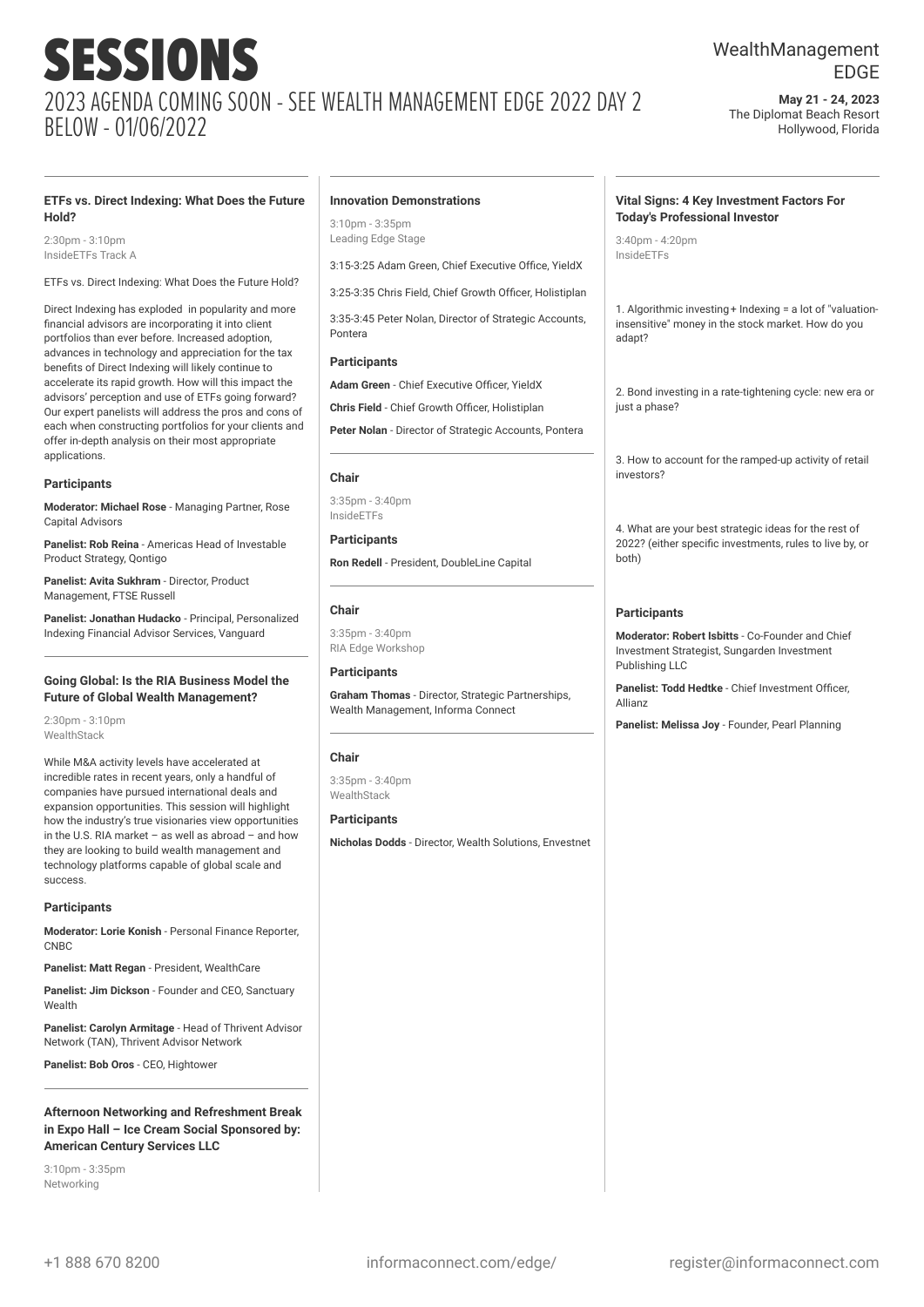# SESSIONS

## 2023 AGENDA COMING SOON - SEE WEALTH MANAGEMENT EDGE 2022 DAY 2 BELOW - 01/06/2022

WealthManagement EDGE

**May 21 - 24, 2023**
The Diplomat Beach Resort
Hollywood, Florida

---

### ETFs vs. Direct Indexing: What Does the Future Hold?

2:30pm - 3:10pm
InsideETFs Track A

ETFs vs. Direct Indexing: What Does the Future Hold?

Direct Indexing has exploded in popularity and more financial advisors are incorporating it into client portfolios than ever before. Increased adoption, advances in technology and appreciation for the tax benefits of Direct Indexing will likely continue to accelerate its rapid growth. How will this impact the advisors' perception and use of ETFs going forward? Our expert panelists will address the pros and cons of each when constructing portfolios for your clients and offer in-depth analysis on their most appropriate applications.

#### Participants

**Moderator: Michael Rose** - Managing Partner, Rose Capital Advisors

**Panelist: Rob Reina** - Americas Head of Investable Product Strategy, Qontigo

**Panelist: Avita Sukhram** - Director, Product Management, FTSE Russell

**Panelist: Jonathan Hudacko** - Principal, Personalized Indexing Financial Advisor Services, Vanguard

---

### Going Global: Is the RIA Business Model the Future of Global Wealth Management?

2:30pm - 3:10pm
WealthStack

While M&A activity levels have accelerated at incredible rates in recent years, only a handful of companies have pursued international deals and expansion opportunities. This session will highlight how the industry's true visionaries view opportunities in the U.S. RIA market – as well as abroad – and how they are looking to build wealth management and technology platforms capable of global scale and success.

#### Participants

**Moderator: Lorie Konish** - Personal Finance Reporter, CNBC

**Panelist: Matt Regan** - President, WealthCare

**Panelist: Jim Dickson** - Founder and CEO, Sanctuary Wealth

**Panelist: Carolyn Armitage** - Head of Thrivent Advisor Network (TAN), Thrivent Advisor Network

**Panelist: Bob Oros** - CEO, Hightower

---

### Afternoon Networking and Refreshment Break in Expo Hall – Ice Cream Social Sponsored by: American Century Services LLC

3:10pm - 3:35pm
Networking

---

### Innovation Demonstrations

3:10pm - 3:35pm
Leading Edge Stage

3:15-3:25 Adam Green, Chief Executive Office, YieldX

3:25-3:35 Chris Field, Chief Growth Officer, Holistiplan

3:35-3:45 Peter Nolan, Director of Strategic Accounts, Pontera

#### Participants

**Adam Green** - Chief Executive Officer, YieldX

**Chris Field** - Chief Growth Officer, Holistiplan

**Peter Nolan** - Director of Strategic Accounts, Pontera

---

### Chair

3:35pm - 3:40pm
InsideETFs

#### Participants

**Ron Redell** - President, DoubleLine Capital

---

### Chair

3:35pm - 3:40pm
RIA Edge Workshop

#### Participants

**Graham Thomas** - Director, Strategic Partnerships, Wealth Management, Informa Connect

---

### Chair

3:35pm - 3:40pm
WealthStack

#### Participants

**Nicholas Dodds** - Director, Wealth Solutions, Envestnet

---

### Vital Signs: 4 Key Investment Factors For Today's Professional Investor

3:40pm - 4:20pm
InsideETFs

1. Algorithmic investing + Indexing = a lot of "valuation-insensitive" money in the stock market. How do you adapt?

2. Bond investing in a rate-tightening cycle: new era or just a phase?

3. How to account for the ramped-up activity of retail investors?

4. What are your best strategic ideas for the rest of 2022? (either specific investments, rules to live by, or both)

#### Participants

**Moderator: Robert Isbitts** - Co-Founder and Chief Investment Strategist, Sungarden Investment Publishing LLC

**Panelist: Todd Hedtke** - Chief Investment Officer, Allianz

**Panelist: Melissa Joy** - Founder, Pearl Planning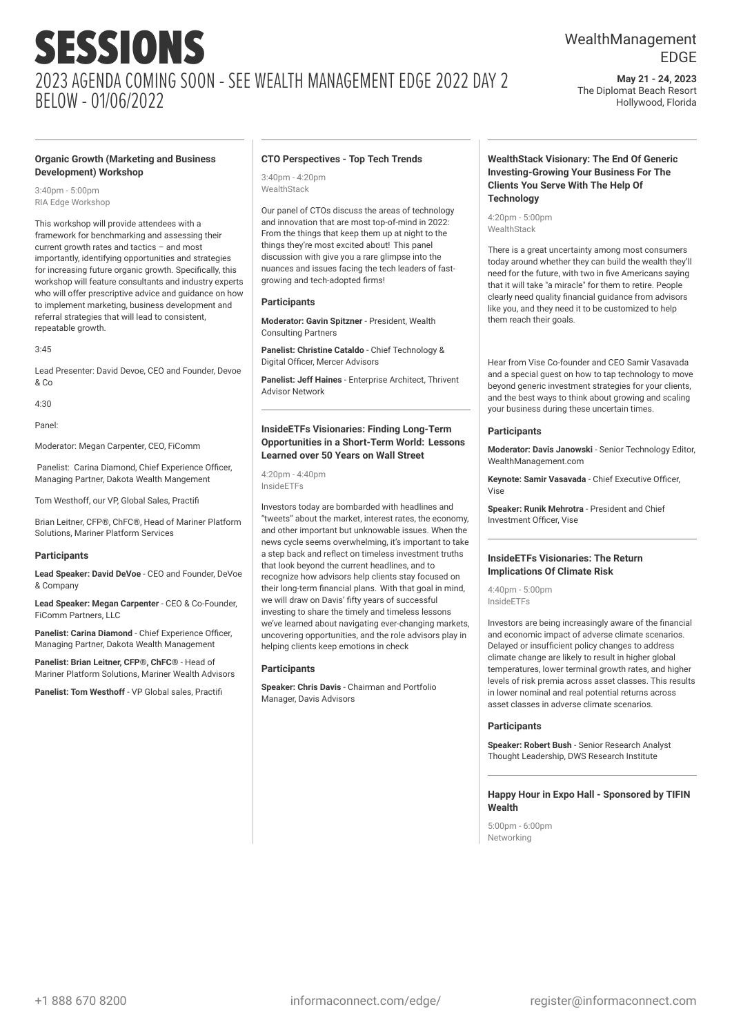# SESSIONS

## 2023 AGENDA COMING SOON - SEE WEALTH MANAGEMENT EDGE 2022 DAY 2 BELOW - 01/06/2022

WealthManagement EDGE

**May 21 - 24, 2023**
The Diplomat Beach Resort
Hollywood, Florida

---

### Organic Growth (Marketing and Business Development) Workshop

3:40pm - 5:00pm
RIA Edge Workshop

This workshop will provide attendees with a framework for benchmarking and assessing their current growth rates and tactics – and most importantly, identifying opportunities and strategies for increasing future organic growth. Specifically, this workshop will feature consultants and industry experts who will offer prescriptive advice and guidance on how to implement marketing, business development and referral strategies that will lead to consistent, repeatable growth.

3:45

Lead Presenter: David Devoe, CEO and Founder, Devoe & Co

4:30

Panel:

Moderator: Megan Carpenter, CEO, FiComm

Panelist: Carina Diamond, Chief Experience Officer, Managing Partner, Dakota Wealth Mangement

Tom Westhoff, our VP, Global Sales, Practifi

Brian Leitner, CFP®, ChFC®, Head of Mariner Platform Solutions, Mariner Platform Services

#### Participants

**Lead Speaker: David DeVoe** - CEO and Founder, DeVoe & Company

**Lead Speaker: Megan Carpenter** - CEO & Co-Founder, FiComm Partners, LLC

**Panelist: Carina Diamond** - Chief Experience Officer, Managing Partner, Dakota Wealth Management

**Panelist: Brian Leitner, CFP®, ChFC®** - Head of Mariner Platform Solutions, Mariner Wealth Advisors

**Panelist: Tom Westhoff** - VP Global sales, Practifi

---

### CTO Perspectives - Top Tech Trends

3:40pm - 4:20pm
WealthStack

Our panel of CTOs discuss the areas of technology and innovation that are most top-of-mind in 2022: From the things that keep them up at night to the things they're most excited about! This panel discussion with give you a rare glimpse into the nuances and issues facing the tech leaders of fast-growing and tech-adopted firms!

#### Participants

**Moderator: Gavin Spitzner** - President, Wealth Consulting Partners

**Panelist: Christine Cataldo** - Chief Technology & Digital Officer, Mercer Advisors

**Panelist: Jeff Haines** - Enterprise Architect, Thrivent Advisor Network

---

### InsideETFs Visionaries: Finding Long-Term Opportunities in a Short-Term World: Lessons Learned over 50 Years on Wall Street

4:20pm - 4:40pm
InsideETFs

Investors today are bombarded with headlines and "tweets" about the market, interest rates, the economy, and other important but unknowable issues. When the news cycle seems overwhelming, it's important to take a step back and reflect on timeless investment truths that look beyond the current headlines, and to recognize how advisors help clients stay focused on their long-term financial plans. With that goal in mind, we will draw on Davis' fifty years of successful investing to share the timely and timeless lessons we've learned about navigating ever-changing markets, uncovering opportunities, and the role advisors play in helping clients keep emotions in check

#### Participants

**Speaker: Chris Davis** - Chairman and Portfolio Manager, Davis Advisors

---

### WealthStack Visionary: The End Of Generic Investing-Growing Your Business For The Clients You Serve With The Help Of Technology

4:20pm - 5:00pm
WealthStack

There is a great uncertainty among most consumers today around whether they can build the wealth they'll need for the future, with two in five Americans saying that it will take "a miracle" for them to retire. People clearly need quality financial guidance from advisors like you, and they need it to be customized to help them reach their goals.

Hear from Vise Co-founder and CEO Samir Vasavada and a special guest on how to tap technology to move beyond generic investment strategies for your clients, and the best ways to think about growing and scaling your business during these uncertain times.

#### Participants

**Moderator: Davis Janowski** - Senior Technology Editor, WealthManagement.com

**Keynote: Samir Vasavada** - Chief Executive Officer, Vise

**Speaker: Runik Mehrotra** - President and Chief Investment Officer, Vise

---

### InsideETFs Visionaries: The Return Implications Of Climate Risk

4:40pm - 5:00pm
InsideETFs

Investors are being increasingly aware of the financial and economic impact of adverse climate scenarios. Delayed or insufficient policy changes to address climate change are likely to result in higher global temperatures, lower terminal growth rates, and higher levels of risk premia across asset classes. This results in lower nominal and real potential returns across asset classes in adverse climate scenarios.

#### Participants

**Speaker: Robert Bush** - Senior Research Analyst Thought Leadership, DWS Research Institute

---

### Happy Hour in Expo Hall - Sponsored by TIFIN Wealth

5:00pm - 6:00pm
Networking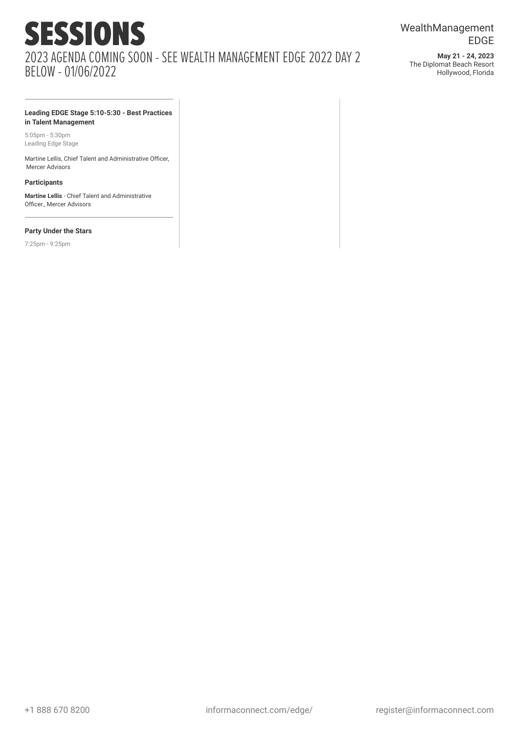# SESSIONS

## 2023 AGENDA COMING SOON - SEE WEALTH MANAGEMENT EDGE 2022 DAY 2 BELOW - 01/06/2022

WealthManagement EDGE

**May 21 - 24, 2023**
The Diplomat Beach Resort
Hollywood, Florida

---

**Leading EDGE Stage 5:10-5:30 - Best Practices in Talent Management**

5:05pm - 5:30pm
Leading Edge Stage

Martine Lellis, Chief Talent and Administrative Officer, Mercer Advisors

**Participants**

**Martine Lellis** - Chief Talent and Administrative Officer., Mercer Advisors

---

**Party Under the Stars**

7:25pm - 9:25pm

+1 888 670 8200 informaconnect.com/edge/ register@informaconnect.com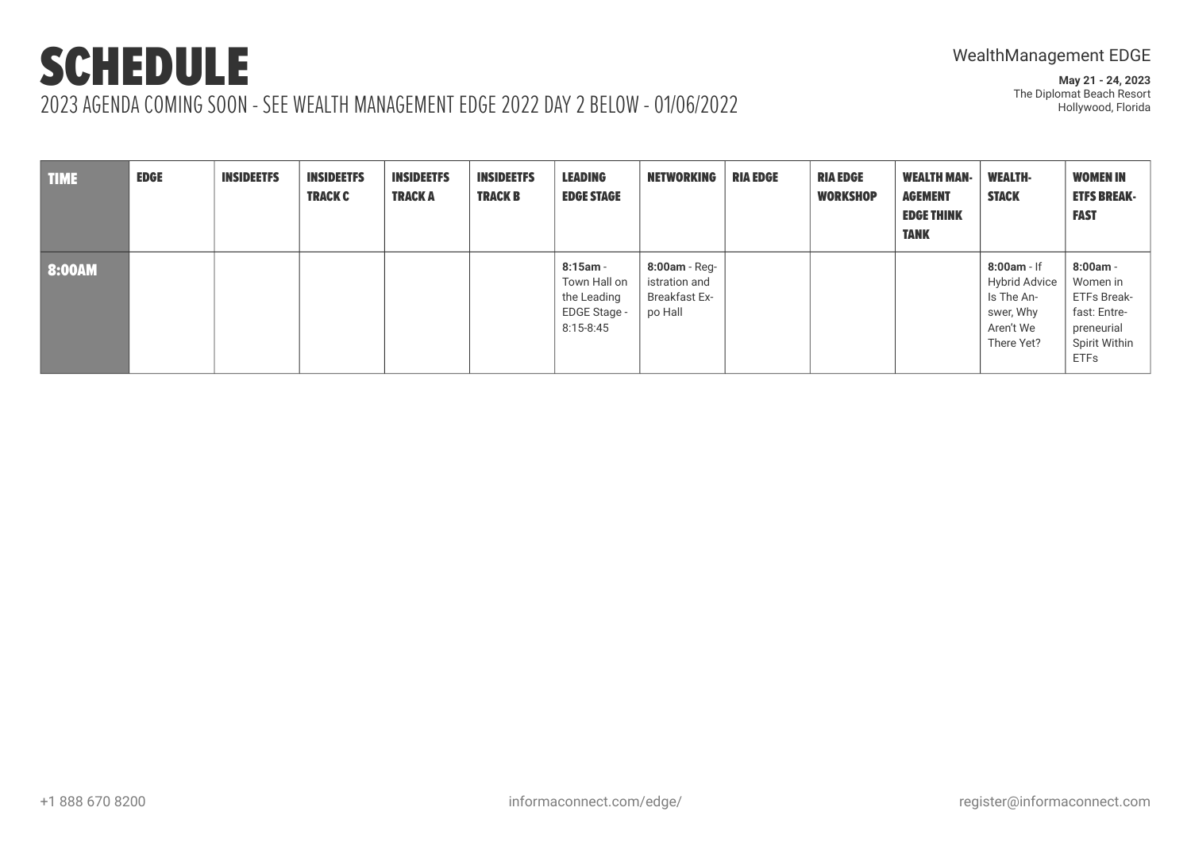# SCHEDULE

## 2023 AGENDA COMING SOON - SEE WEALTH MANAGEMENT EDGE 2022 DAY 2 BELOW - 01/06/2022

WealthManagement EDGE

**May 21 - 24, 2023**
The Diplomat Beach Resort
Hollywood, Florida

| TIME | EDGE | INSIDEETFS | INSIDEETFS TRACK C | INSIDEETFS TRACK A | INSIDEETFS TRACK B | LEADING EDGE STAGE | NETWORKING | RIA EDGE | RIA EDGE WORKSHOP | WEALTH MANAGEMENT EDGE THINK TANK | WEALTH-STACK | WOMEN IN ETFS BREAKFAST |
|---|---|---|---|---|---|---|---|---|---|---|---|---|
| 8:00AM | | | | | | **8:15am** - Town Hall on the Leading EDGE Stage - 8:15-8:45 | **8:00am** - Registration and Breakfast Expo Hall | | | | **8:00am** - If Hybrid Advice Is The Answer, Why Aren't We There Yet? | **8:00am** - Women in ETFs Breakfast: Entrepreneurial Spirit Within ETFs |

+1 888 670 8200 informaconnect.com/edge/ register@informaconnect.com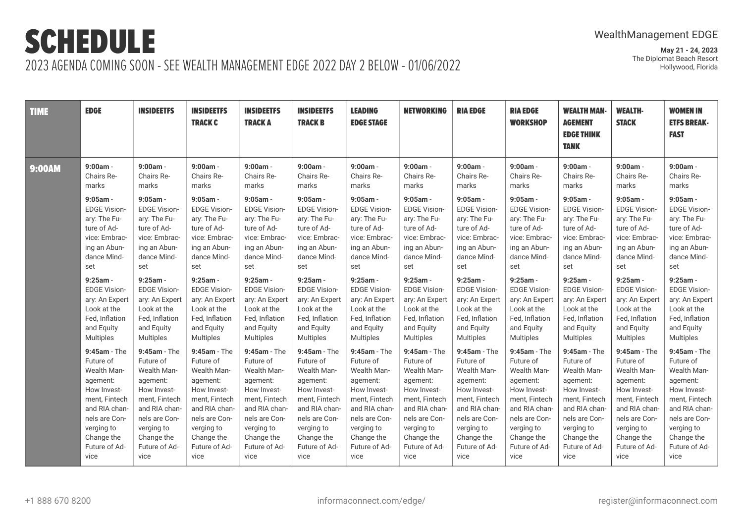# SCHEDULE

2023 AGENDA COMING SOON - SEE WEALTH MANAGEMENT EDGE 2022 DAY 2 BELOW - 01/06/2022

WealthManagement EDGE

**May 21 - 24, 2023**
The Diplomat Beach Resort
Hollywood, Florida

| TIME | EDGE | INSIDEETFS | INSIDEETFS TRACK C | INSIDEETFS TRACK A | INSIDEETFS TRACK B | LEADING EDGE STAGE | NETWORKING | RIA EDGE | RIA EDGE WORKSHOP | WEALTH MANAGEMENT EDGE THINK TANK | WEALTH-STACK | WOMEN IN ETFS BREAKFAST |
|---|---|---|---|---|---|---|---|---|---|---|---|---|
| 9:00AM | **9:00am** - Chairs Remarks<br>**9:05am** - EDGE Visionary: The Future of Advice: Embracing an Abundance Mindset<br>**9:25am** - EDGE Visionary: An Expert Look at the Fed, Inflation and Equity Multiples<br>**9:45am** - The Future of Wealth Management: How Investment, Fintech and RIA channels are Converging to Change the Future of Advice | **9:00am** - Chairs Remarks<br>**9:05am** - EDGE Visionary: The Future of Advice: Embracing an Abundance Mindset<br>**9:25am** - EDGE Visionary: An Expert Look at the Fed, Inflation and Equity Multiples<br>**9:45am** - The Future of Wealth Management: How Investment, Fintech and RIA channels are Converging to Change the Future of Advice | **9:00am** - Chairs Remarks<br>**9:05am** - EDGE Visionary: The Future of Advice: Embracing an Abundance Mindset<br>**9:25am** - EDGE Visionary: An Expert Look at the Fed, Inflation and Equity Multiples<br>**9:45am** - The Future of Wealth Management: How Investment, Fintech and RIA channels are Converging to Change the Future of Advice | **9:00am** - Chairs Remarks<br>**9:05am** - EDGE Visionary: The Future of Advice: Embracing an Abundance Mindset<br>**9:25am** - EDGE Visionary: An Expert Look at the Fed, Inflation and Equity Multiples<br>**9:45am** - The Future of Wealth Management: How Investment, Fintech and RIA channels are Converging to Change the Future of Advice | **9:00am** - Chairs Remarks<br>**9:05am** - EDGE Visionary: The Future of Advice: Embracing an Abundance Mindset<br>**9:25am** - EDGE Visionary: An Expert Look at the Fed, Inflation and Equity Multiples<br>**9:45am** - The Future of Wealth Management: How Investment, Fintech and RIA channels are Converging to Change the Future of Advice | **9:00am** - Chairs Remarks<br>**9:05am** - EDGE Visionary: The Future of Advice: Embracing an Abundance Mindset<br>**9:25am** - EDGE Visionary: An Expert Look at the Fed, Inflation and Equity Multiples<br>**9:45am** - The Future of Wealth Management: How Investment, Fintech and RIA channels are Converging to Change the Future of Advice | **9:00am** - Chairs Remarks<br>**9:05am** - EDGE Visionary: The Future of Advice: Embracing an Abundance Mindset<br>**9:25am** - EDGE Visionary: An Expert Look at the Fed, Inflation and Equity Multiples<br>**9:45am** - The Future of Wealth Management: How Investment, Fintech and RIA channels are Converging to Change the Future of Advice | **9:00am** - Chairs Remarks<br>**9:05am** - EDGE Visionary: The Future of Advice: Embracing an Abundance Mindset<br>**9:25am** - EDGE Visionary: An Expert Look at the Fed, Inflation and Equity Multiples<br>**9:45am** - The Future of Wealth Management: How Investment, Fintech and RIA channels are Converging to Change the Future of Advice | **9:00am** - Chairs Remarks<br>**9:05am** - EDGE Visionary: The Future of Advice: Embracing an Abundance Mindset<br>**9:25am** - EDGE Visionary: An Expert Look at the Fed, Inflation and Equity Multiples<br>**9:45am** - The Future of Wealth Management: How Investment, Fintech and RIA channels are Converging to Change the Future of Advice | **9:00am** - Chairs Remarks<br>**9:05am** - EDGE Visionary: The Future of Advice: Embracing an Abundance Mindset<br>**9:25am** - EDGE Visionary: An Expert Look at the Fed, Inflation and Equity Multiples<br>**9:45am** - The Future of Wealth Management: How Investment, Fintech and RIA channels are Converging to Change the Future of Advice | **9:00am** - Chairs Remarks<br>**9:05am** - EDGE Visionary: The Future of Advice: Embracing an Abundance Mindset<br>**9:25am** - EDGE Visionary: An Expert Look at the Fed, Inflation and Equity Multiples<br>**9:45am** - The Future of Wealth Management: How Investment, Fintech and RIA channels are Converging to Change the Future of Advice | **9:00am** - Chairs Remarks<br>**9:05am** - EDGE Visionary: The Future of Advice: Embracing an Abundance Mindset<br>**9:25am** - EDGE Visionary: An Expert Look at the Fed, Inflation and Equity Multiples<br>**9:45am** - The Future of Wealth Management: How Investment, Fintech and RIA channels are Converging to Change the Future of Advice | **9:00am** - Chairs Remarks<br>**9:05am** - EDGE Visionary: The Future of Advice: Embracing an Abundance Mindset<br>**9:25am** - EDGE Visionary: An Expert Look at the Fed, Inflation and Equity Multiples<br>**9:45am** - The Future of Wealth Management: How Investment, Fintech and RIA channels are Converging to Change the Future of Advice |

+1 888 670 8200 informaconnect.com/edge/ register@informaconnect.com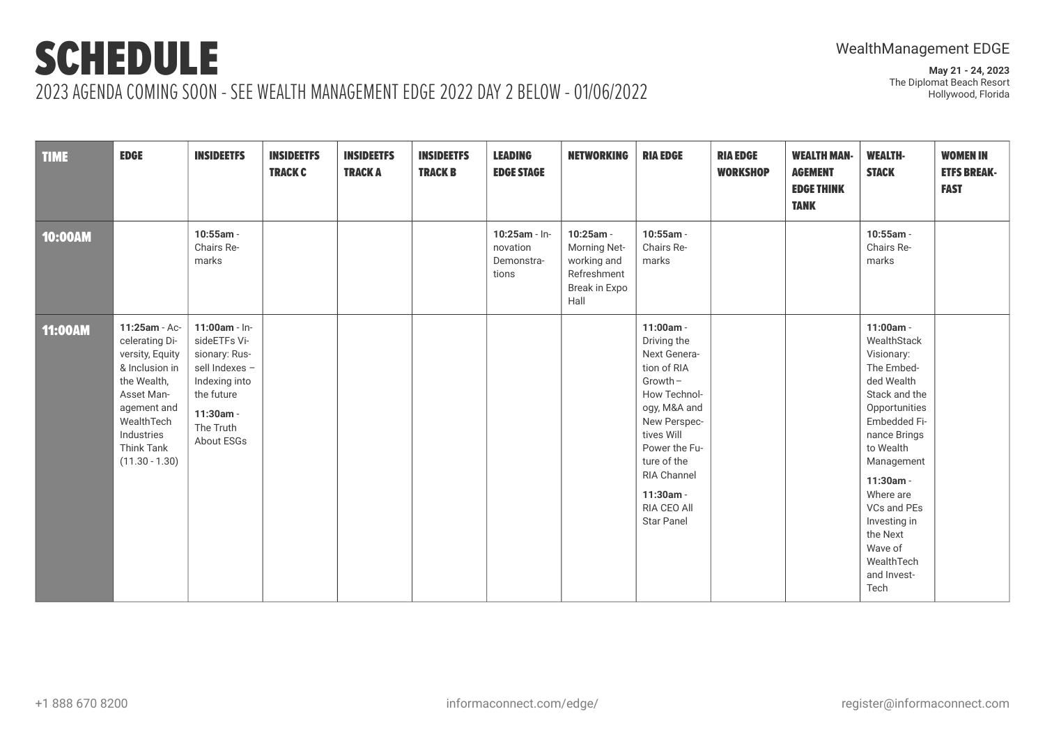# SCHEDULE

2023 AGENDA COMING SOON - SEE WEALTH MANAGEMENT EDGE 2022 DAY 2 BELOW - 01/06/2022

WealthManagement EDGE

**May 21 - 24, 2023**
The Diplomat Beach Resort
Hollywood, Florida

| TIME | EDGE | INSIDEETFS | INSIDEETFS TRACK C | INSIDEETFS TRACK A | INSIDEETFS TRACK B | LEADING EDGE STAGE | NETWORKING | RIA EDGE | RIA EDGE WORKSHOP | WEALTH MANAGEMENT EDGE THINK TANK | WEALTHSTACK | WOMEN IN ETFS BREAKFAST |
|---|---|---|---|---|---|---|---|---|---|---|---|---|
| 10:00AM | | **10:55am** - Chairs Remarks | | | | **10:25am** - Innovation Demonstrations | **10:25am** - Morning Networking and Refreshment Break in Expo Hall | **10:55am** - Chairs Remarks | | | **10:55am** - Chairs Remarks | |
| 11:00AM | **11:25am** - Accelerating Diversity, Equity & Inclusion in the Wealth, Asset Management and WealthTech Industries Think Tank (11.30 - 1.30) | **11:00am** - InsideETFs Visionary: Russell Indexes – Indexing into the future<br>**11:30am** - The Truth About ESGs | | | | | | **11:00am** - Driving the Next Generation of RIA Growth – How Technology, M&A and New Perspectives Will Power the Future of the RIA Channel<br>**11:30am** - RIA CEO All Star Panel | | | **11:00am** - WealthStack Visionary: The Embedded Wealth Stack and the Opportunities Embedded Finance Brings to Wealth Management<br>**11:30am** - Where are VCs and PEs Investing in the Next Wave of WealthTech and InvestTech | |

+1 888 670 8200 | informaconnect.com/edge/ | register@informaconnect.com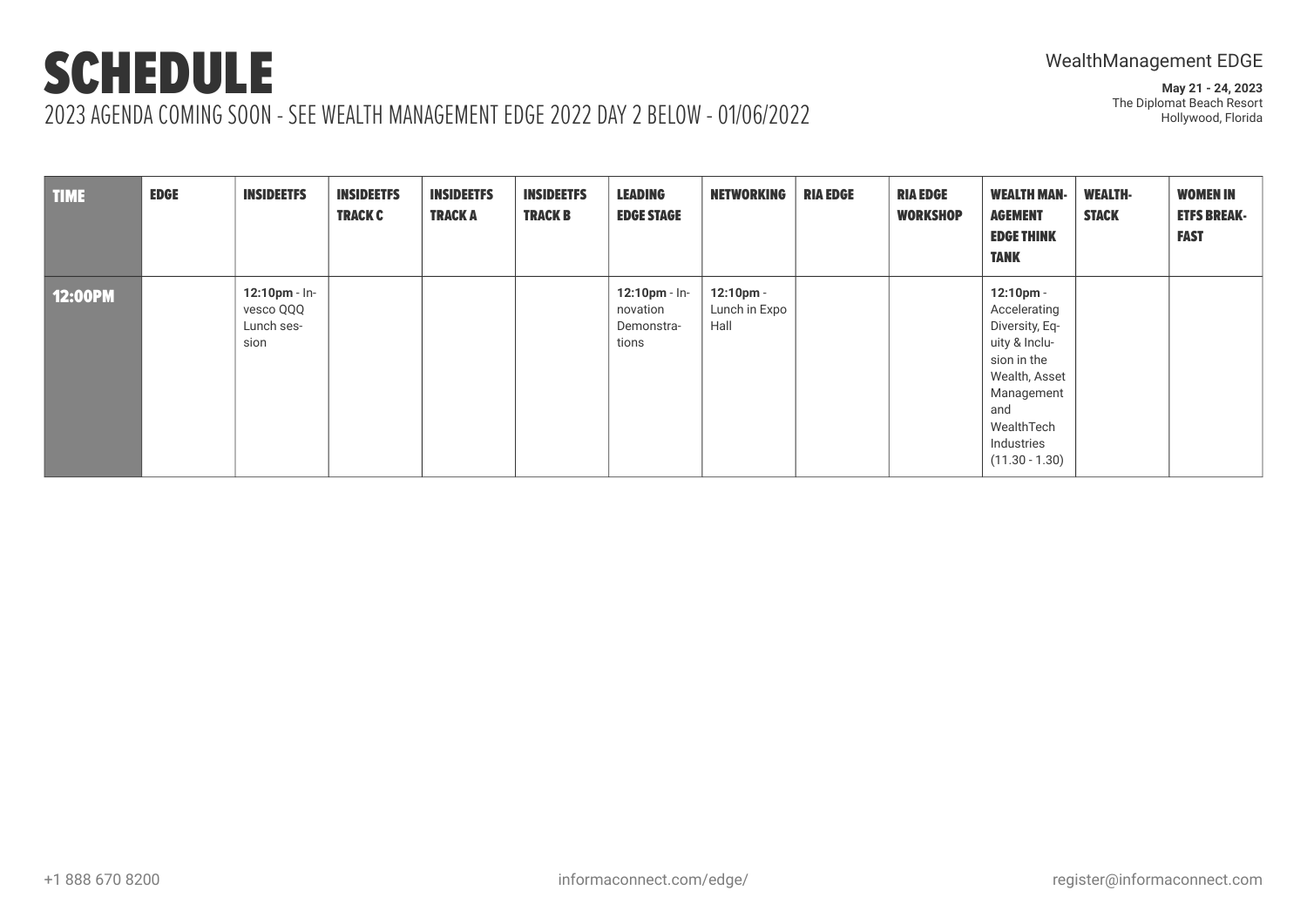# SCHEDULE

2023 AGENDA COMING SOON - SEE WEALTH MANAGEMENT EDGE 2022 DAY 2 BELOW - 01/06/2022

WealthManagement EDGE

**May 21 - 24, 2023**
The Diplomat Beach Resort
Hollywood, Florida

| TIME | EDGE | INSIDEETFS | INSIDEETFS TRACK C | INSIDEETFS TRACK A | INSIDEETFS TRACK B | LEADING EDGE STAGE | NETWORKING | RIA EDGE | RIA EDGE WORKSHOP | WEALTH MANAGEMENT EDGE THINK TANK | WEALTHSTACK | WOMEN IN ETFS BREAKFAST |
|---|---|---|---|---|---|---|---|---|---|---|---|---|
| 12:00PM | | **12:10pm** - Invesco QQQ Lunch session | | | | **12:10pm** - Innovation Demonstrations | **12:10pm** - Lunch in Expo Hall | | | **12:10pm** - Accelerating Diversity, Equity & Inclusion in the Wealth, Asset Management and WealthTech Industries (11.30 - 1.30) | | |

+1 888 670 8200 informaconnect.com/edge/ register@informaconnect.com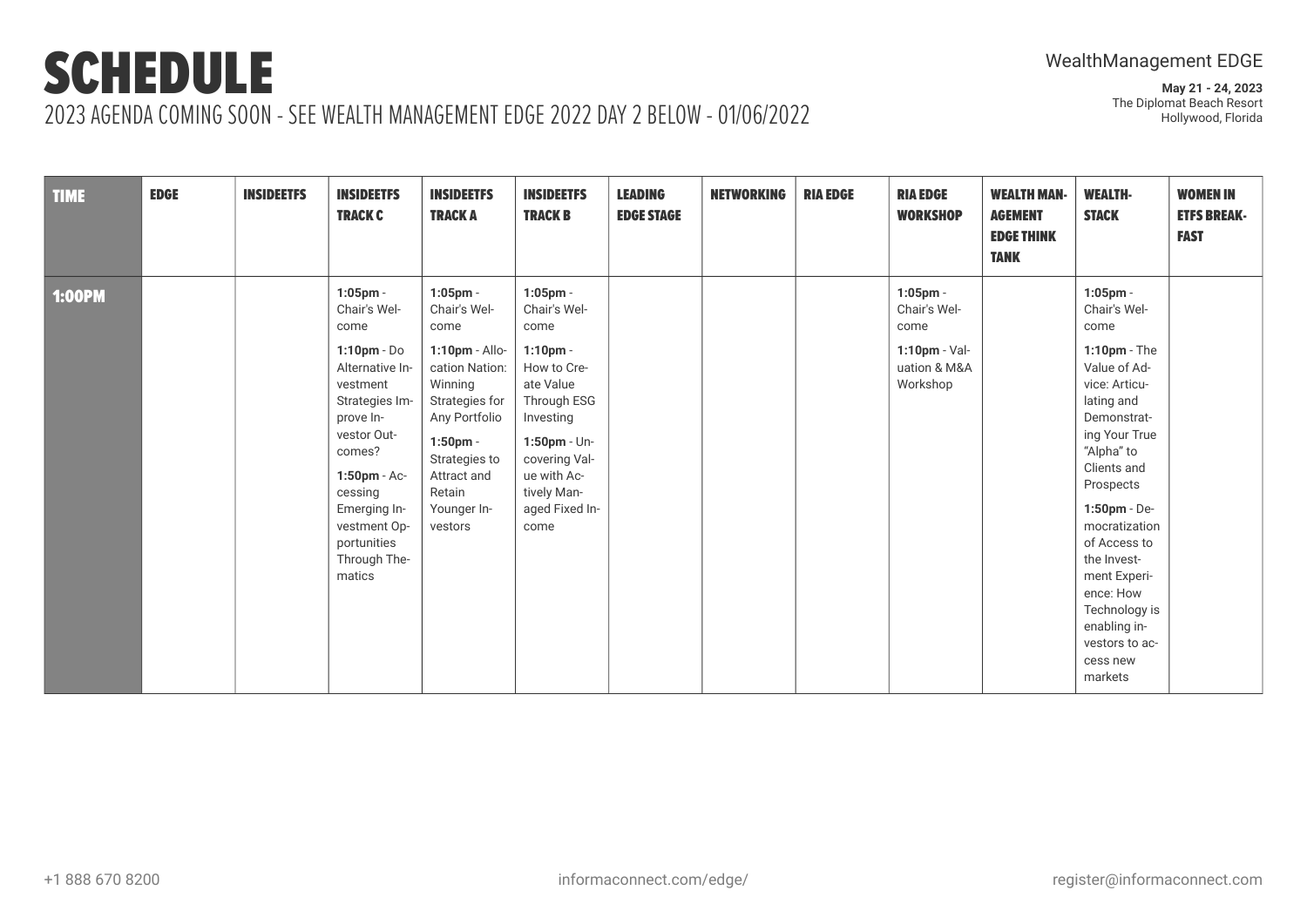# SCHEDULE

2023 AGENDA COMING SOON - SEE WEALTH MANAGEMENT EDGE 2022 DAY 2 BELOW - 01/06/2022

WealthManagement EDGE

**May 21 - 24, 2023**
The Diplomat Beach Resort
Hollywood, Florida

| TIME | EDGE | INSIDEETFS | INSIDEETFS TRACK C | INSIDEETFS TRACK A | INSIDEETFS TRACK B | LEADING EDGE STAGE | NETWORKING | RIA EDGE | RIA EDGE WORKSHOP | WEALTH MANAGEMENT EDGE THINK TANK | WEALTHSTACK | WOMEN IN ETFS BREAKFAST |
|---|---|---|---|---|---|---|---|---|---|---|---|---|
| 1:00PM | | | **1:05pm** - Chair's Welcome **1:10pm** - Do Alternative Investment Strategies Improve Investor Outcomes? **1:50pm** - Accessing Emerging Investment Opportunities Through Thematics | **1:05pm** - Chair's Welcome **1:10pm** - Allocation Nation: Winning Strategies for Any Portfolio **1:50pm** - Strategies to Attract and Retain Younger Investors | **1:05pm** - Chair's Welcome **1:10pm** - How to Create Value Through ESG Investing **1:50pm** - Uncovering Value with Actively Managed Fixed Income | | | | **1:05pm** - Chair's Welcome **1:10pm** - Valuation & M&A Workshop | | **1:05pm** - Chair's Welcome **1:10pm** - The Value of Advice: Articulating and Demonstrating Your True "Alpha" to Clients and Prospects **1:50pm** - Democratization of Access to the Investment Experience: How Technology is enabling investors to access new markets | |

+1 888 670 8200 informaconnect.com/edge/ register@informaconnect.com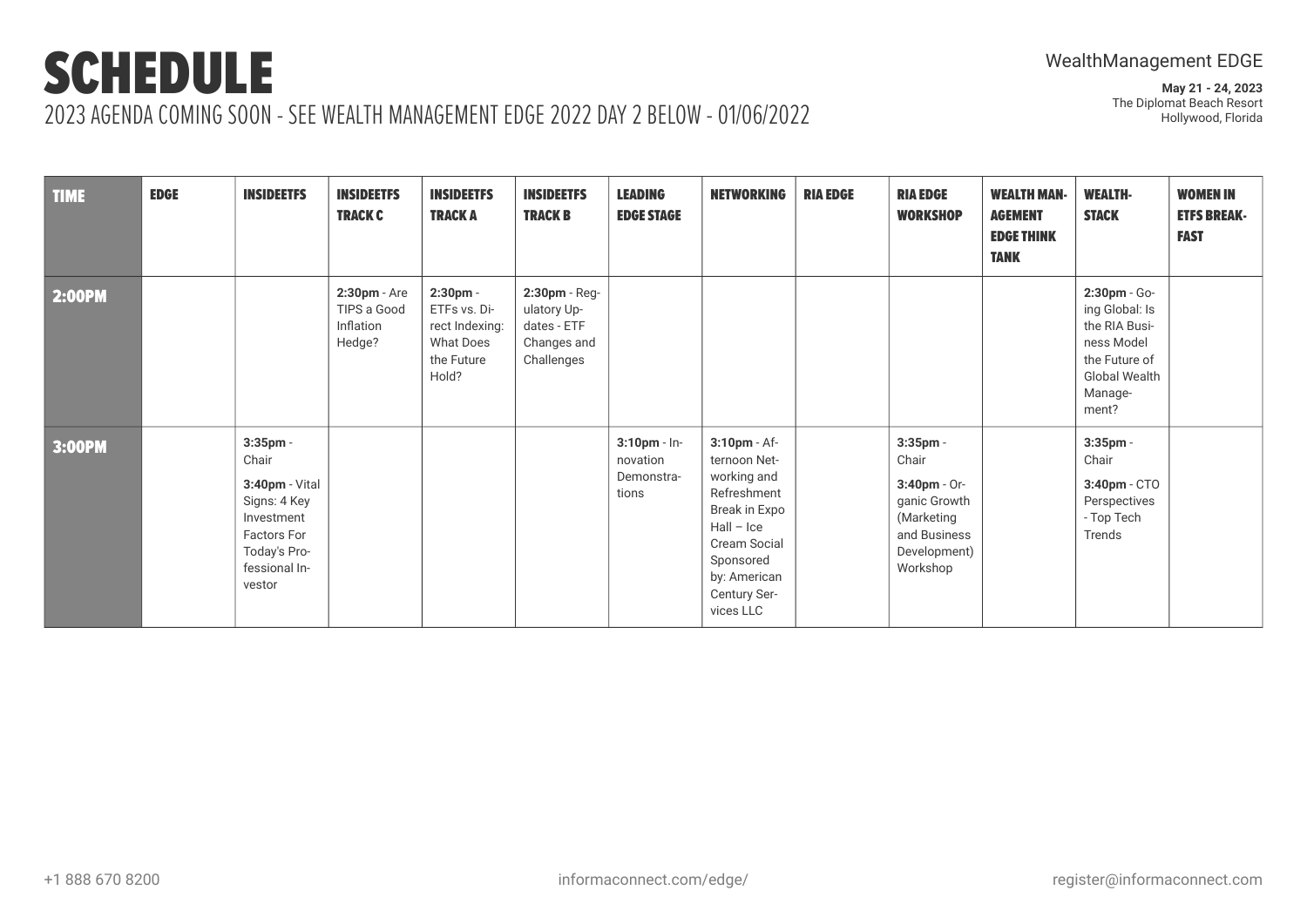# SCHEDULE

2023 AGENDA COMING SOON - SEE WEALTH MANAGEMENT EDGE 2022 DAY 2 BELOW - 01/06/2022

WealthManagement EDGE

**May 21 - 24, 2023**
The Diplomat Beach Resort
Hollywood, Florida

| TIME | EDGE | INSIDEETFS | INSIDEETFS TRACK C | INSIDEETFS TRACK A | INSIDEETFS TRACK B | LEADING EDGE STAGE | NETWORKING | RIA EDGE | RIA EDGE WORKSHOP | WEALTH MANAGEMENT EDGE THINK TANK | WEALTH-STACK | WOMEN IN ETFS BREAKFAST |
|---|---|---|---|---|---|---|---|---|---|---|---|---|
| **2:00PM** | | | **2:30pm** - Are TIPS a Good Inflation Hedge? | **2:30pm** - ETFs vs. Direct Indexing: What Does the Future Hold? | **2:30pm** - Regulatory Updates - ETF Changes and Challenges | | | | | | **2:30pm** - Going Global: Is the RIA Business Model the Future of Global Wealth Management? | |
| **3:00PM** | | **3:35pm** - Chair<br>**3:40pm** - Vital Signs: 4 Key Investment Factors For Today's Professional Investor | | | | **3:10pm** - Innovation Demonstrations | **3:10pm** - Afternoon Networking and Refreshment Break in Expo Hall – Ice Cream Social Sponsored by: American Century Services LLC | | **3:35pm** - Chair<br>**3:40pm** - Organic Growth (Marketing and Business Development) Workshop | | **3:35pm** - Chair<br>**3:40pm** - CTO Perspectives - Top Tech Trends | |

+1 888 670 8200 informaconnect.com/edge/ register@informaconnect.com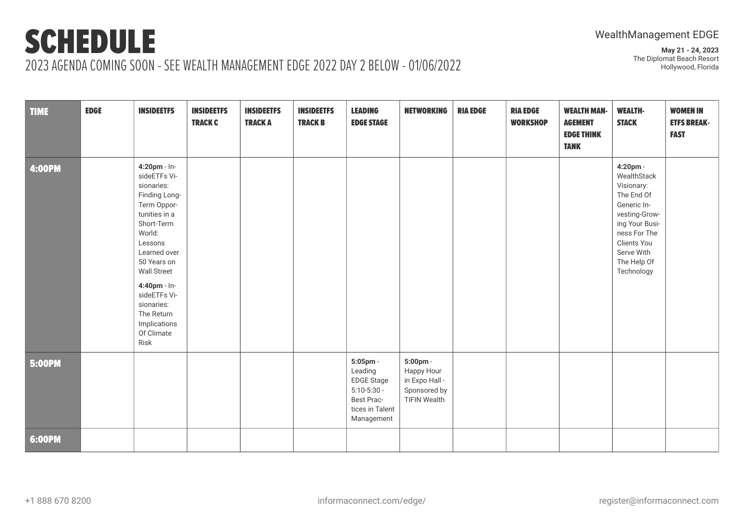# SCHEDULE

2023 AGENDA COMING SOON - SEE WEALTH MANAGEMENT EDGE 2022 DAY 2 BELOW - 01/06/2022

WealthManagement EDGE

**May 21 - 24, 2023**
The Diplomat Beach Resort
Hollywood, Florida

| TIME | EDGE | INSIDEETFS | INSIDEETFS TRACK C | INSIDEETFS TRACK A | INSIDEETFS TRACK B | LEADING EDGE STAGE | NETWORKING | RIA EDGE | RIA EDGE WORKSHOP | WEALTH MANAGEMENT EDGE THINK TANK | WEALTHSTACK | WOMEN IN ETFS BREAKFAST |
|---|---|---|---|---|---|---|---|---|---|---|---|---|
| 4:00PM | | **4:20pm** - InsideETFs Visionaries: Finding Long-Term Opportunities in a Short-Term World: Lessons Learned over 50 Years on Wall Street<br><br>**4:40pm** - InsideETFs Visionaries: The Return Implications Of Climate Risk | | | | | | | | | **4:20pm** - WealthStack Visionary: The End Of Generic Investing-Growing Your Business For The Clients You Serve With The Help Of Technology | |
| 5:00PM | | | | | | **5:05pm** - Leading EDGE Stage 5:10-5:30 - Best Practices in Talent Management | **5:00pm** - Happy Hour in Expo Hall - Sponsored by TIFIN Wealth | | | | | |
| 6:00PM | | | | | | | | | | | | |

+1 888 670 8200 informaconnect.com/edge/ register@informaconnect.com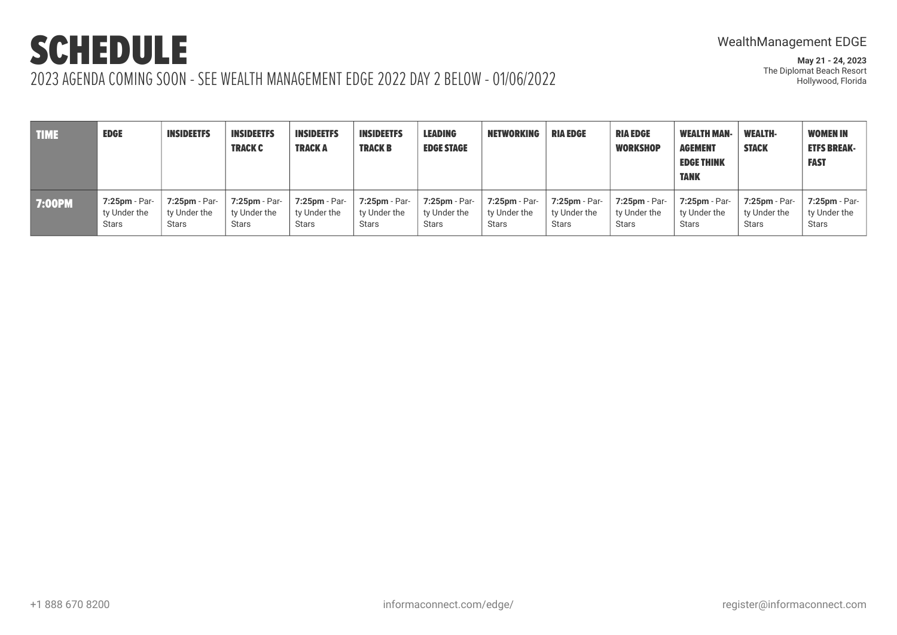# SCHEDULE

2023 AGENDA COMING SOON - SEE WEALTH MANAGEMENT EDGE 2022 DAY 2 BELOW - 01/06/2022

WealthManagement EDGE

**May 21 - 24, 2023**
The Diplomat Beach Resort
Hollywood, Florida

| TIME | EDGE | INSIDEETFS | INSIDEETFS TRACK C | INSIDEETFS TRACK A | INSIDEETFS TRACK B | LEADING EDGE STAGE | NETWORKING | RIA EDGE | RIA EDGE WORKSHOP | WEALTH MANAGEMENT EDGE THINK TANK | WEALTHSTACK | WOMEN IN ETFS BREAKFAST |
|---|---|---|---|---|---|---|---|---|---|---|---|---|
| 7:00PM | **7:25pm** - Party Under the Stars | **7:25pm** - Party Under the Stars | **7:25pm** - Party Under the Stars | **7:25pm** - Party Under the Stars | **7:25pm** - Party Under the Stars | **7:25pm** - Party Under the Stars | **7:25pm** - Party Under the Stars | **7:25pm** - Party Under the Stars | **7:25pm** - Party Under the Stars | **7:25pm** - Party Under the Stars | **7:25pm** - Party Under the Stars | **7:25pm** - Party Under the Stars |

+1 888 670 8200 informaconnect.com/edge/ register@informaconnect.com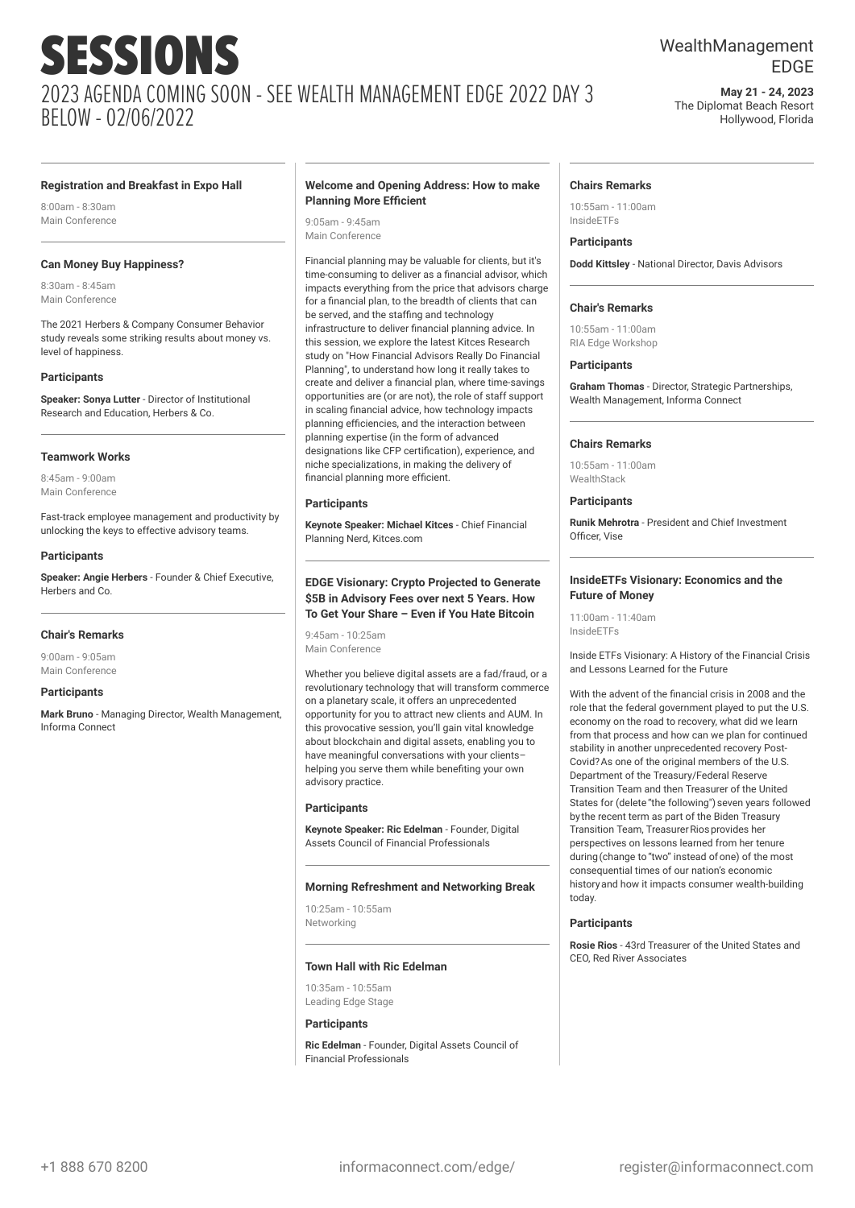# SESSIONS

## 2023 AGENDA COMING SOON - SEE WEALTH MANAGEMENT EDGE 2022 DAY 3 BELOW - 02/06/2022

WealthManagement EDGE

**May 21 - 24, 2023**
The Diplomat Beach Resort
Hollywood, Florida

---

### Registration and Breakfast in Expo Hall

8:00am - 8:30am
Main Conference

---

### Can Money Buy Happiness?

8:30am - 8:45am
Main Conference

The 2021 Herbers & Company Consumer Behavior study reveals some striking results about money vs. level of happiness.

#### Participants

**Speaker: Sonya Lutter** - Director of Institutional Research and Education, Herbers & Co.

---

### Teamwork Works

8:45am - 9:00am
Main Conference

Fast-track employee management and productivity by unlocking the keys to effective advisory teams.

#### Participants

**Speaker: Angie Herbers** - Founder & Chief Executive, Herbers and Co.

---

### Chair's Remarks

9:00am - 9:05am
Main Conference

#### Participants

**Mark Bruno** - Managing Director, Wealth Management, Informa Connect

---

### Welcome and Opening Address: How to make Planning More Efficient

9:05am - 9:45am
Main Conference

Financial planning may be valuable for clients, but it's time-consuming to deliver as a financial advisor, which impacts everything from the price that advisors charge for a financial plan, to the breadth of clients that can be served, and the staffing and technology infrastructure to deliver financial planning advice. In this session, we explore the latest Kitces Research study on "How Financial Advisors Really Do Financial Planning", to understand how long it really takes to create and deliver a financial plan, where time-savings opportunities are (or are not), the role of staff support in scaling financial advice, how technology impacts planning efficiencies, and the interaction between planning expertise (in the form of advanced designations like CFP certification), experience, and niche specializations, in making the delivery of financial planning more efficient.

#### Participants

**Keynote Speaker: Michael Kitces** - Chief Financial Planning Nerd, Kitces.com

---

### EDGE Visionary: Crypto Projected to Generate $5B in Advisory Fees over next 5 Years. How To Get Your Share – Even if You Hate Bitcoin

9:45am - 10:25am
Main Conference

Whether you believe digital assets are a fad/fraud, or a revolutionary technology that will transform commerce on a planetary scale, it offers an unprecedented opportunity for you to attract new clients and AUM. In this provocative session, you'll gain vital knowledge about blockchain and digital assets, enabling you to have meaningful conversations with your clients– helping you serve them while benefiting your own advisory practice.

#### Participants

**Keynote Speaker: Ric Edelman** - Founder, Digital Assets Council of Financial Professionals

---

### Morning Refreshment and Networking Break

10:25am - 10:55am
Networking

---

### Town Hall with Ric Edelman

10:35am - 10:55am
Leading Edge Stage

#### Participants

**Ric Edelman** - Founder, Digital Assets Council of Financial Professionals

---

### Chairs Remarks

10:55am - 11:00am
InsideETFs

#### Participants

**Dodd Kittsley** - National Director, Davis Advisors

---

### Chair's Remarks

10:55am - 11:00am
RIA Edge Workshop

#### Participants

**Graham Thomas** - Director, Strategic Partnerships, Wealth Management, Informa Connect

---

### Chairs Remarks

10:55am - 11:00am
WealthStack

#### Participants

**Runik Mehrotra** - President and Chief Investment Officer, Vise

---

### InsideETFs Visionary: Economics and the Future of Money

11:00am - 11:40am
InsideETFs

Inside ETFs Visionary: A History of the Financial Crisis and Lessons Learned for the Future

With the advent of the financial crisis in 2008 and the role that the federal government played to put the U.S. economy on the road to recovery, what did we learn from that process and how can we plan for continued stability in another unprecedented recovery Post-Covid? As one of the original members of the U.S. Department of the Treasury/Federal Reserve Transition Team and then Treasurer of the United States for (delete "the following") seven years followed by the recent term as part of the Biden Treasury Transition Team, Treasurer Rios provides her perspectives on lessons learned from her tenure during (change to "two" instead of one) of the most consequential times of our nation's economic history and how it impacts consumer wealth-building today.

#### Participants

**Rosie Rios** - 43rd Treasurer of the United States and CEO, Red River Associates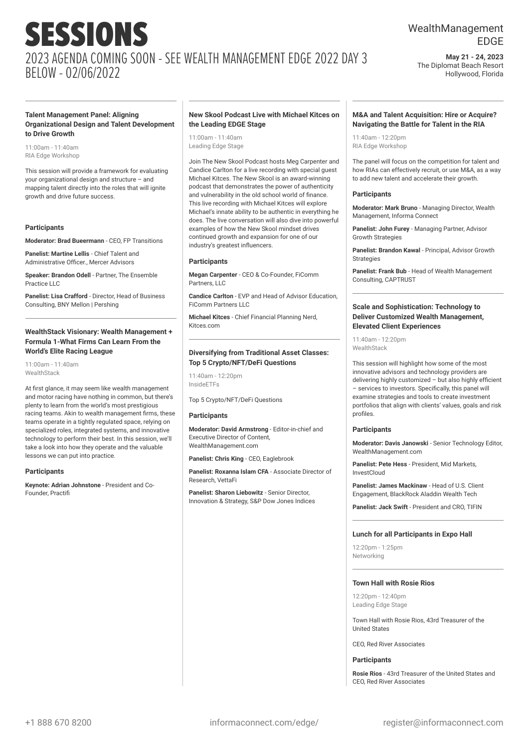# SESSIONS

## 2023 AGENDA COMING SOON - SEE WEALTH MANAGEMENT EDGE 2022 DAY 3 BELOW - 02/06/2022

WealthManagement EDGE

**May 21 - 24, 2023**
The Diplomat Beach Resort
Hollywood, Florida

---

### Talent Management Panel: Aligning Organizational Design and Talent Development to Drive Growth

11:00am - 11:40am
RIA Edge Workshop

This session will provide a framework for evaluating your organizational design and structure – and mapping talent directly into the roles that will ignite growth and drive future success.

#### Participants

**Moderator: Brad Bueermann** - CEO, FP Transitions

**Panelist: Martine Lellis** - Chief Talent and Administrative Officer., Mercer Advisors

**Speaker: Brandon Odell** - Partner, The Ensemble Practice LLC

**Panelist: Lisa Crafford** - Director, Head of Business Consulting, BNY Mellon | Pershing

---

### WealthStack Visionary: Wealth Management + Formula 1-What Firms Can Learn From the World's Elite Racing League

11:00am - 11:40am
WealthStack

At first glance, it may seem like wealth management and motor racing have nothing in common, but there's plenty to learn from the world's most prestigious racing teams. Akin to wealth management firms, these teams operate in a tightly regulated space, relying on specialized roles, integrated systems, and innovative technology to perform their best. In this session, we'll take a look into how they operate and the valuable lessons we can put into practice.

#### Participants

**Keynote: Adrian Johnstone** - President and Co-Founder, Practifi

---

### New Skool Podcast Live with Michael Kitces on the Leading EDGE Stage

11:00am - 11:40am
Leading Edge Stage

Join The New Skool Podcast hosts Meg Carpenter and Candice Carlton for a live recording with special guest Michael Kitces. The New Skool is an award-winning podcast that demonstrates the power of authenticity and vulnerability in the old school world of finance. This live recording with Michael Kitces will explore Michael's innate ability to be authentic in everything he does. The live conversation will also dive into powerful examples of how the New Skool mindset drives continued growth and expansion for one of our industry's greatest influencers.

#### Participants

**Megan Carpenter** - CEO & Co-Founder, FiComm Partners, LLC

**Candice Carlton** - EVP and Head of Advisor Education, FiComm Partners LLC

**Michael Kitces** - Chief Financial Planning Nerd, Kitces.com

---

### Diversifying from Traditional Asset Classes: Top 5 Crypto/NFT/DeFi Questions

11:40am - 12:20pm
InsideETFs

Top 5 Crypto/NFT/DeFi Questions

#### Participants

**Moderator: David Armstrong** - Editor-in-chief and Executive Director of Content, WealthManagement.com

**Panelist: Chris King** - CEO, Eaglebrook

**Panelist: Roxanna Islam CFA** - Associate Director of Research, VettaFi

**Panelist: Sharon Liebowitz** - Senior Director, Innovation & Strategy, S&P Dow Jones Indices

---

### M&A and Talent Acquisition: Hire or Acquire? Navigating the Battle for Talent in the RIA

11:40am - 12:20pm
RIA Edge Workshop

The panel will focus on the competition for talent and how RIAs can effectively recruit, or use M&A, as a way to add new talent and accelerate their growth.

#### Participants

**Moderator: Mark Bruno** - Managing Director, Wealth Management, Informa Connect

**Panelist: John Furey** - Managing Partner, Advisor Growth Strategies

**Panelist: Brandon Kawal** - Principal, Advisor Growth Strategies

**Panelist: Frank Bub** - Head of Wealth Management Consulting, CAPTRUST

---

### Scale and Sophistication: Technology to Deliver Customized Wealth Management, Elevated Client Experiences

11:40am - 12:20pm
WealthStack

This session will highlight how some of the most innovative advisors and technology providers are delivering highly customized – but also highly efficient – services to investors. Specifically, this panel will examine strategies and tools to create investment portfolios that align with clients' values, goals and risk profiles.

#### Participants

**Moderator: Davis Janowski** - Senior Technology Editor, WealthManagement.com

**Panelist: Pete Hess** - President, Mid Markets, InvestCloud

**Panelist: James Mackinaw** - Head of U.S. Client Engagement, BlackRock Aladdin Wealth Tech

**Panelist: Jack Swift** - President and CRO, TIFIN

---

### Lunch for all Participants in Expo Hall

12:20pm - 1:25pm
Networking

---

### Town Hall with Rosie Rios

12:20pm - 12:40pm
Leading Edge Stage

Town Hall with Rosie Rios, 43rd Treasurer of the United States

CEO, Red River Associates

#### Participants

**Rosie Rios** - 43rd Treasurer of the United States and CEO, Red River Associates

+1 888 670 8200 | informaconnect.com/edge/ | register@informaconnect.com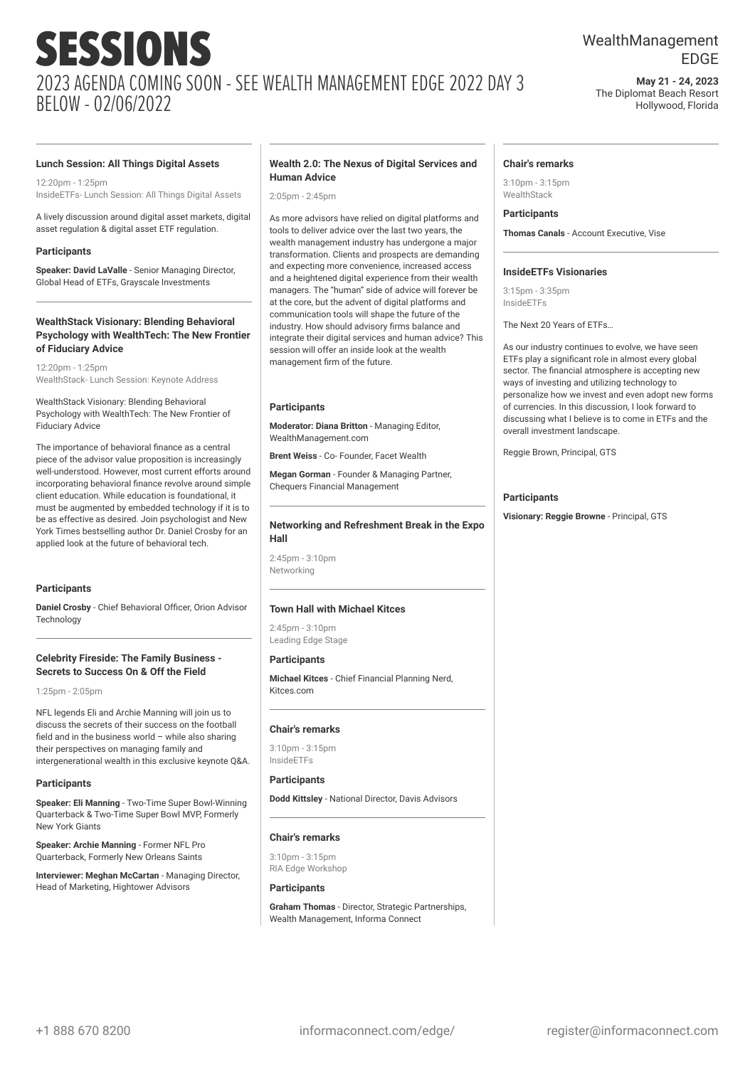# SESSIONS

## 2023 AGENDA COMING SOON - SEE WEALTH MANAGEMENT EDGE 2022 DAY 3 BELOW - 02/06/2022

WealthManagement EDGE

**May 21 - 24, 2023**
The Diplomat Beach Resort
Hollywood, Florida

---

### Lunch Session: All Things Digital Assets

12:20pm - 1:25pm
InsideETFs- Lunch Session: All Things Digital Assets

A lively discussion around digital asset markets, digital asset regulation & digital asset ETF regulation.

#### Participants

**Speaker: David LaValle** - Senior Managing Director, Global Head of ETFs, Grayscale Investments

---

### WealthStack Visionary: Blending Behavioral Psychology with WealthTech: The New Frontier of Fiduciary Advice

12:20pm - 1:25pm
WealthStack- Lunch Session: Keynote Address

WealthStack Visionary: Blending Behavioral Psychology with WealthTech: The New Frontier of Fiduciary Advice

The importance of behavioral finance as a central piece of the advisor value proposition is increasingly well-understood. However, most current efforts around incorporating behavioral finance revolve around simple client education. While education is foundational, it must be augmented by embedded technology if it is to be as effective as desired. Join psychologist and New York Times bestselling author Dr. Daniel Crosby for an applied look at the future of behavioral tech.

#### Participants

**Daniel Crosby** - Chief Behavioral Officer, Orion Advisor Technology

---

### Celebrity Fireside: The Family Business - Secrets to Success On & Off the Field

1:25pm - 2:05pm

NFL legends Eli and Archie Manning will join us to discuss the secrets of their success on the football field and in the business world – while also sharing their perspectives on managing family and intergenerational wealth in this exclusive keynote Q&A.

#### Participants

**Speaker: Eli Manning** - Two-Time Super Bowl-Winning Quarterback & Two-Time Super Bowl MVP, Formerly New York Giants

**Speaker: Archie Manning** - Former NFL Pro Quarterback, Formerly New Orleans Saints

**Interviewer: Meghan McCartan** - Managing Director, Head of Marketing, Hightower Advisors

---

### Wealth 2.0: The Nexus of Digital Services and Human Advice

2:05pm - 2:45pm

As more advisors have relied on digital platforms and tools to deliver advice over the last two years, the wealth management industry has undergone a major transformation. Clients and prospects are demanding and expecting more convenience, increased access and a heightened digital experience from their wealth managers. The "human" side of advice will forever be at the core, but the advent of digital platforms and communication tools will shape the future of the industry. How should advisory firms balance and integrate their digital services and human advice? This session will offer an inside look at the wealth management firm of the future.

#### Participants

**Moderator: Diana Britton** - Managing Editor, WealthManagement.com

**Brent Weiss** - Co- Founder, Facet Wealth

**Megan Gorman** - Founder & Managing Partner, Chequers Financial Management

---

### Networking and Refreshment Break in the Expo Hall

2:45pm - 3:10pm
Networking

---

### Town Hall with Michael Kitces

2:45pm - 3:10pm
Leading Edge Stage

#### Participants

**Michael Kitces** - Chief Financial Planning Nerd, Kitces.com

---

### Chair's remarks

3:10pm - 3:15pm
InsideETFs

#### Participants

**Dodd Kittsley** - National Director, Davis Advisors

---

### Chair's remarks

3:10pm - 3:15pm
RIA Edge Workshop

#### Participants

**Graham Thomas** - Director, Strategic Partnerships, Wealth Management, Informa Connect

---

### Chair's remarks

3:10pm - 3:15pm
WealthStack

#### Participants

**Thomas Canals** - Account Executive, Vise

---

### InsideETFs Visionaries

3:15pm - 3:35pm
InsideETFs

The Next 20 Years of ETFs…

As our industry continues to evolve, we have seen ETFs play a significant role in almost every global sector. The financial atmosphere is accepting new ways of investing and utilizing technology to personalize how we invest and even adopt new forms of currencies. In this discussion, I look forward to discussing what I believe is to come in ETFs and the overall investment landscape.

Reggie Brown, Principal, GTS

#### Participants

**Visionary: Reggie Browne** - Principal, GTS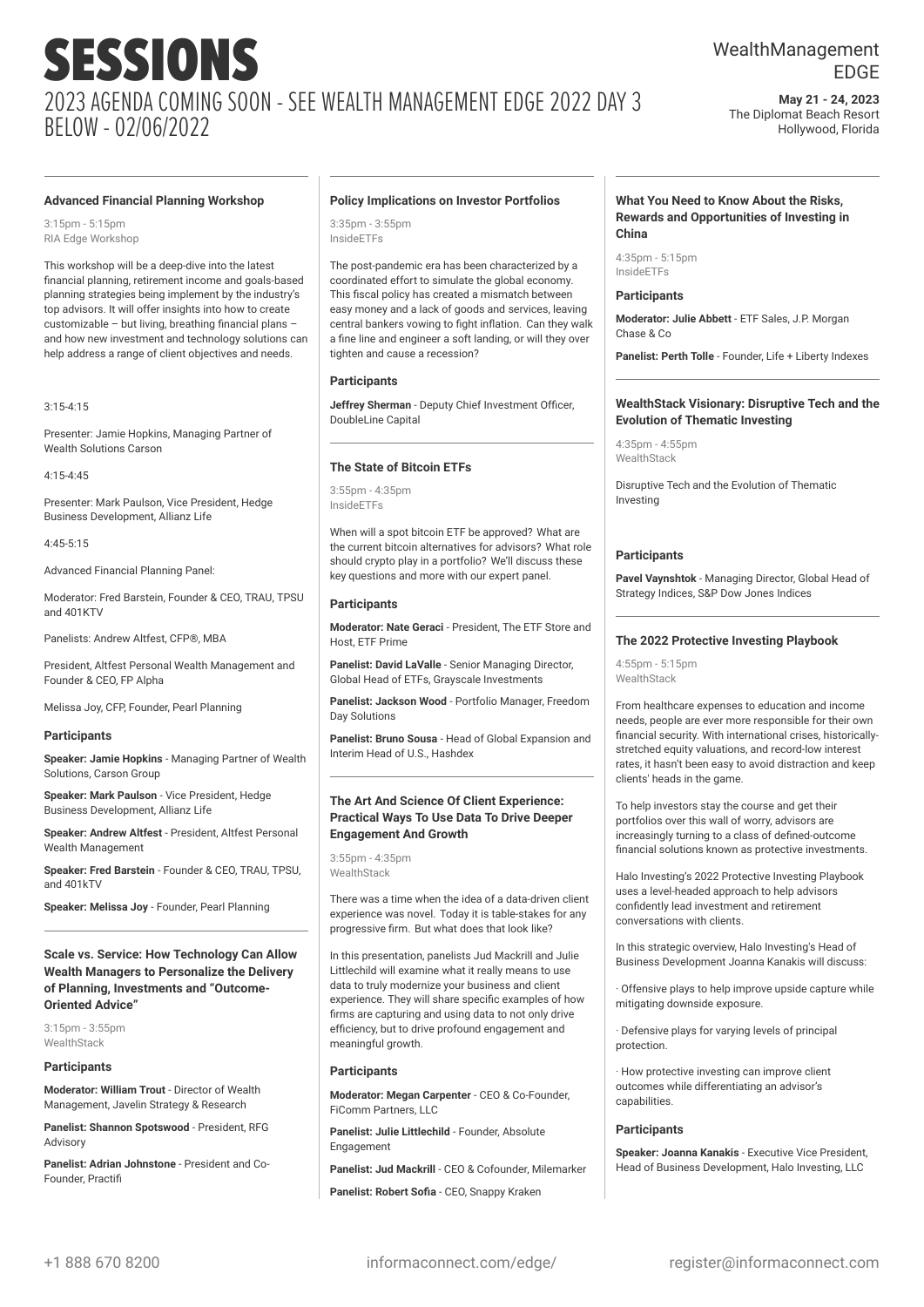# SESSIONS

## 2023 AGENDA COMING SOON - SEE WEALTH MANAGEMENT EDGE 2022 DAY 3 BELOW - 02/06/2022

WealthManagement EDGE

**May 21 - 24, 2023**
The Diplomat Beach Resort
Hollywood, Florida

### Advanced Financial Planning Workshop

3:15pm - 5:15pm
RIA Edge Workshop

This workshop will be a deep-dive into the latest financial planning, retirement income and goals-based planning strategies being implement by the industry's top advisors. It will offer insights into how to create customizable – but living, breathing financial plans – and how new investment and technology solutions can help address a range of client objectives and needs.

3:15-4:15

Presenter: Jamie Hopkins, Managing Partner of Wealth Solutions Carson

4:15-4:45

Presenter: Mark Paulson, Vice President, Hedge Business Development, Allianz Life

4:45-5:15

Advanced Financial Planning Panel:

Moderator: Fred Barstein, Founder & CEO, TRAU, TPSU and 401KTV

Panelists: Andrew Altfest, CFP®, MBA

President, Altfest Personal Wealth Management and Founder & CEO, FP Alpha

Melissa Joy, CFP, Founder, Pearl Planning

#### Participants

**Speaker: Jamie Hopkins** - Managing Partner of Wealth Solutions, Carson Group

**Speaker: Mark Paulson** - Vice President, Hedge Business Development, Allianz Life

**Speaker: Andrew Altfest** - President, Altfest Personal Wealth Management

**Speaker: Fred Barstein** - Founder & CEO, TRAU, TPSU, and 401kTV

**Speaker: Melissa Joy** - Founder, Pearl Planning

### Scale vs. Service: How Technology Can Allow Wealth Managers to Personalize the Delivery of Planning, Investments and "Outcome-Oriented Advice"

3:15pm - 3:55pm
WealthStack

#### Participants

**Moderator: William Trout** - Director of Wealth Management, Javelin Strategy & Research

**Panelist: Shannon Spotswood** - President, RFG Advisory

**Panelist: Adrian Johnstone** - President and Co-Founder, Practifi

### Policy Implications on Investor Portfolios

3:35pm - 3:55pm
InsideETFs

The post-pandemic era has been characterized by a coordinated effort to simulate the global economy. This fiscal policy has created a mismatch between easy money and a lack of goods and services, leaving central bankers vowing to fight inflation. Can they walk a fine line and engineer a soft landing, or will they over tighten and cause a recession?

#### Participants

**Jeffrey Sherman** - Deputy Chief Investment Officer, DoubleLine Capital

### The State of Bitcoin ETFs

3:55pm - 4:35pm
InsideETFs

When will a spot bitcoin ETF be approved? What are the current bitcoin alternatives for advisors? What role should crypto play in a portfolio? We'll discuss these key questions and more with our expert panel.

#### Participants

**Moderator: Nate Geraci** - President, The ETF Store and Host, ETF Prime

**Panelist: David LaValle** - Senior Managing Director, Global Head of ETFs, Grayscale Investments

**Panelist: Jackson Wood** - Portfolio Manager, Freedom Day Solutions

**Panelist: Bruno Sousa** - Head of Global Expansion and Interim Head of U.S., Hashdex

### The Art And Science Of Client Experience: Practical Ways To Use Data To Drive Deeper Engagement And Growth

3:55pm - 4:35pm
WealthStack

There was a time when the idea of a data-driven client experience was novel. Today it is table-stakes for any progressive firm. But what does that look like?

In this presentation, panelists Jud Mackrill and Julie Littlechild will examine what it really means to use data to truly modernize your business and client experience. They will share specific examples of how firms are capturing and using data to not only drive efficiency, but to drive profound engagement and meaningful growth.

#### Participants

**Moderator: Megan Carpenter** - CEO & Co-Founder, FiComm Partners, LLC

**Panelist: Julie Littlechild** - Founder, Absolute Engagement

**Panelist: Jud Mackrill** - CEO & Cofounder, Milemarker

**Panelist: Robert Sofia** - CEO, Snappy Kraken

### What You Need to Know About the Risks, Rewards and Opportunities of Investing in China

4:35pm - 5:15pm
InsideETFs

#### Participants

**Moderator: Julie Abbett** - ETF Sales, J.P. Morgan Chase & Co

**Panelist: Perth Tolle** - Founder, Life + Liberty Indexes

### WealthStack Visionary: Disruptive Tech and the Evolution of Thematic Investing

4:35pm - 4:55pm
WealthStack

Disruptive Tech and the Evolution of Thematic Investing

#### Participants

**Pavel Vaynshtok** - Managing Director, Global Head of Strategy Indices, S&P Dow Jones Indices

### The 2022 Protective Investing Playbook

4:55pm - 5:15pm
WealthStack

From healthcare expenses to education and income needs, people are ever more responsible for their own financial security. With international crises, historically-stretched equity valuations, and record-low interest rates, it hasn't been easy to avoid distraction and keep clients' heads in the game.

To help investors stay the course and get their portfolios over this wall of worry, advisors are increasingly turning to a class of defined-outcome financial solutions known as protective investments.

Halo Investing's 2022 Protective Investing Playbook uses a level-headed approach to help advisors confidently lead investment and retirement conversations with clients.

In this strategic overview, Halo Investing's Head of Business Development Joanna Kanakis will discuss:

· Offensive plays to help improve upside capture while mitigating downside exposure.

· Defensive plays for varying levels of principal protection.

· How protective investing can improve client outcomes while differentiating an advisor's capabilities.

#### Participants

**Speaker: Joanna Kanakis** - Executive Vice President, Head of Business Development, Halo Investing, LLC

+1 888 670 8200 | informaconnect.com/edge/ | register@informaconnect.com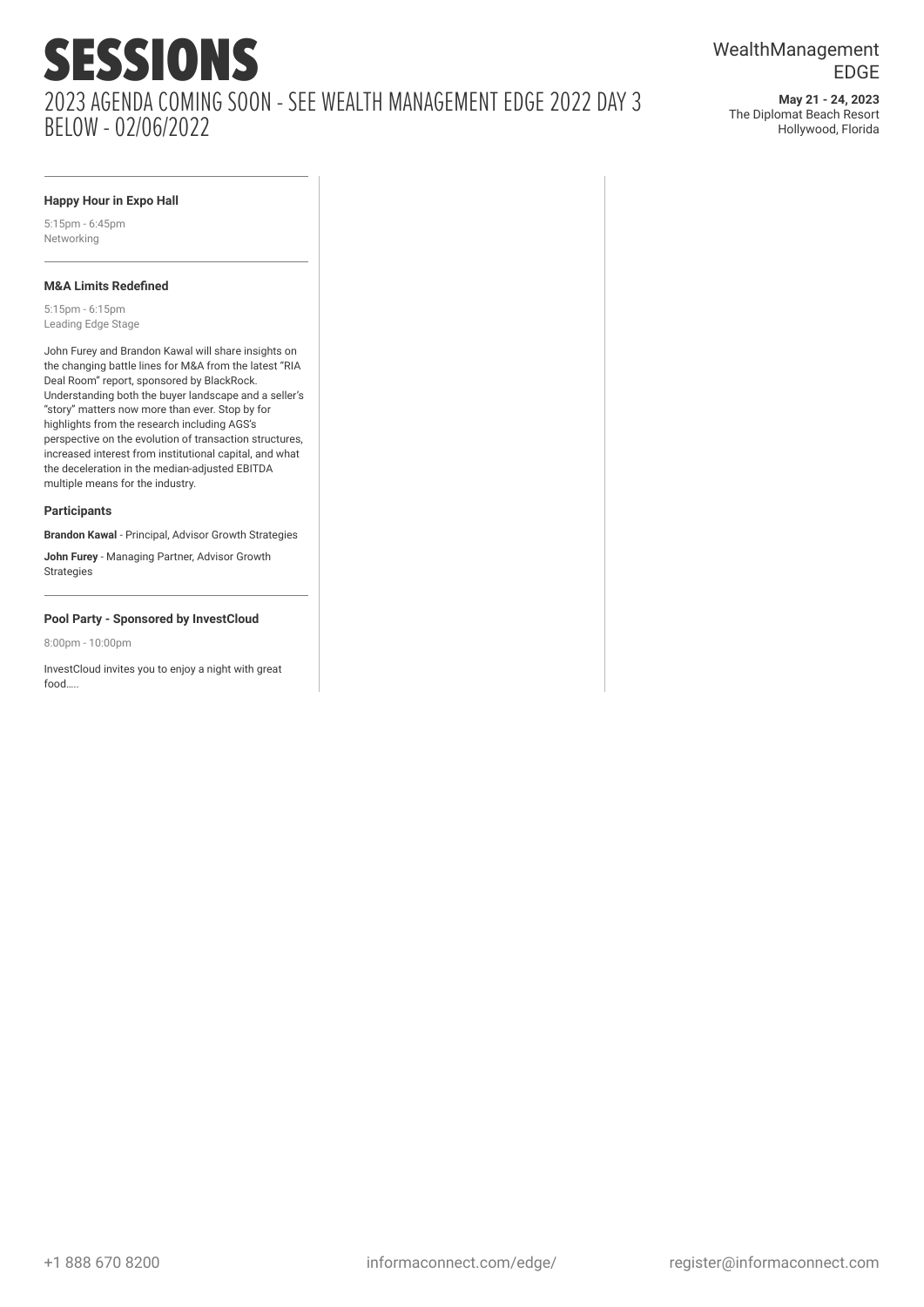### Happy Hour in Expo Hall

5:15pm - 6:45pm
Networking

### M&A Limits Redefined

5:15pm - 6:15pm
Leading Edge Stage

John Furey and Brandon Kawal will share insights on the changing battle lines for M&A from the latest "RIA Deal Room" report, sponsored by BlackRock. Understanding both the buyer landscape and a seller's "story" matters now more than ever. Stop by for highlights from the research including AGS's perspective on the evolution of transaction structures, increased interest from institutional capital, and what the deceleration in the median-adjusted EBITDA multiple means for the industry.

**Participants**

**Brandon Kawal** - Principal, Advisor Growth Strategies

**John Furey** - Managing Partner, Advisor Growth Strategies

### Pool Party - Sponsored by InvestCloud

8:00pm - 10:00pm

InvestCloud invites you to enjoy a night with great food.....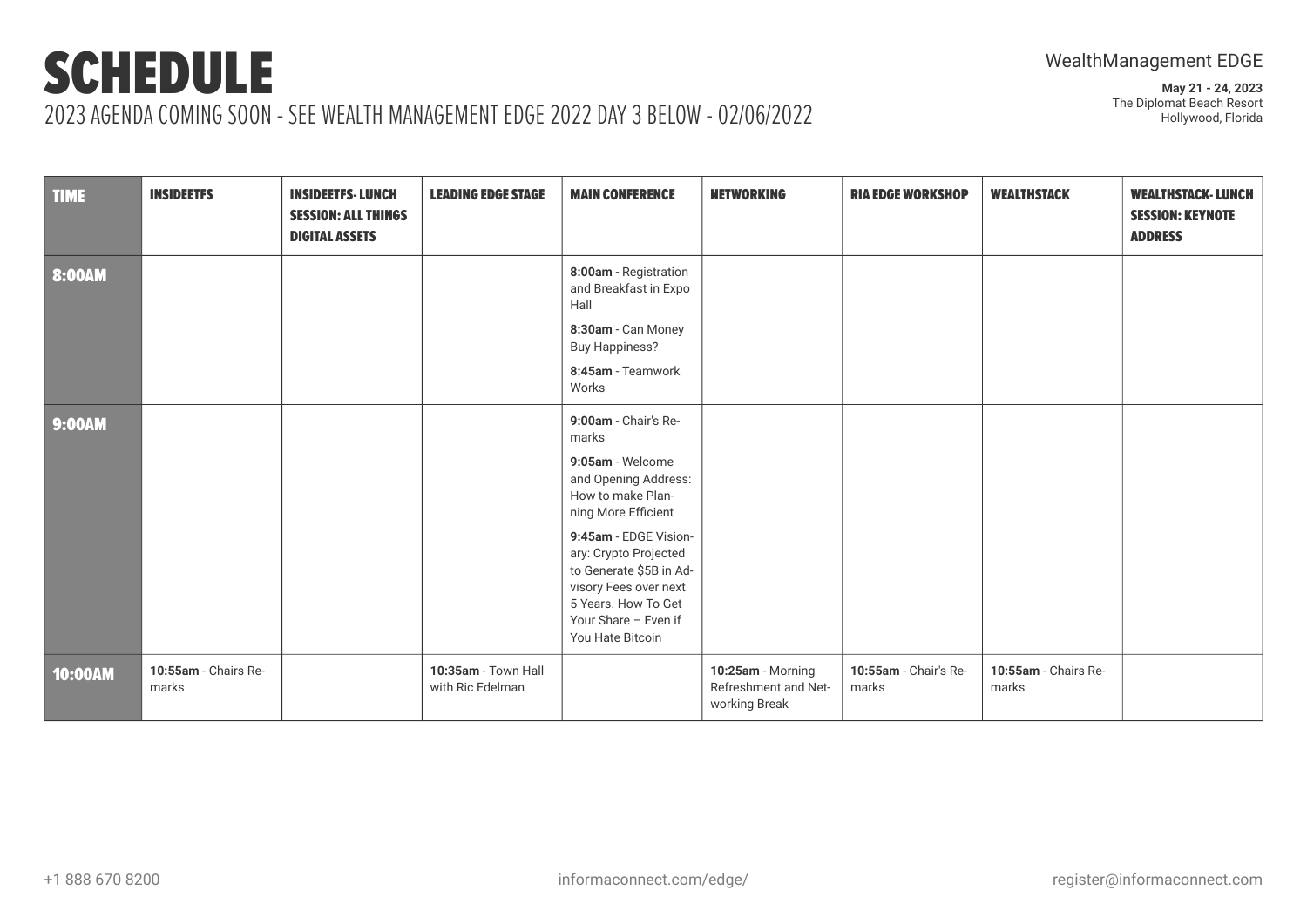# SCHEDULE

2023 AGENDA COMING SOON - SEE WEALTH MANAGEMENT EDGE 2022 DAY 3 BELOW - 02/06/2022

WealthManagement EDGE

**May 21 - 24, 2023**
The Diplomat Beach Resort
Hollywood, Florida

| TIME | INSIDEETFS | INSIDEETFS- LUNCH SESSION: ALL THINGS DIGITAL ASSETS | LEADING EDGE STAGE | MAIN CONFERENCE | NETWORKING | RIA EDGE WORKSHOP | WEALTHSTACK | WEALTHSTACK- LUNCH SESSION: KEYNOTE ADDRESS |
|---|---|---|---|---|---|---|---|---|
| **8:00AM** | | | | **8:00am** - Registration and Breakfast in Expo Hall<br>**8:30am** - Can Money Buy Happiness?<br>**8:45am** - Teamwork Works | | | | |
| **9:00AM** | | | | **9:00am** - Chair's Remarks<br>**9:05am** - Welcome and Opening Address: How to make Planning More Efficient<br>**9:45am** - EDGE Visionary: Crypto Projected to Generate $5B in Advisory Fees over next 5 Years. How To Get Your Share – Even if You Hate Bitcoin | | | | |
| **10:00AM** | **10:55am** - Chairs Remarks | | **10:35am** - Town Hall with Ric Edelman | | **10:25am** - Morning Refreshment and Networking Break | **10:55am** - Chair's Remarks | **10:55am** - Chairs Remarks | |

+1 888 670 8200 | informaconnect.com/edge/ | register@informaconnect.com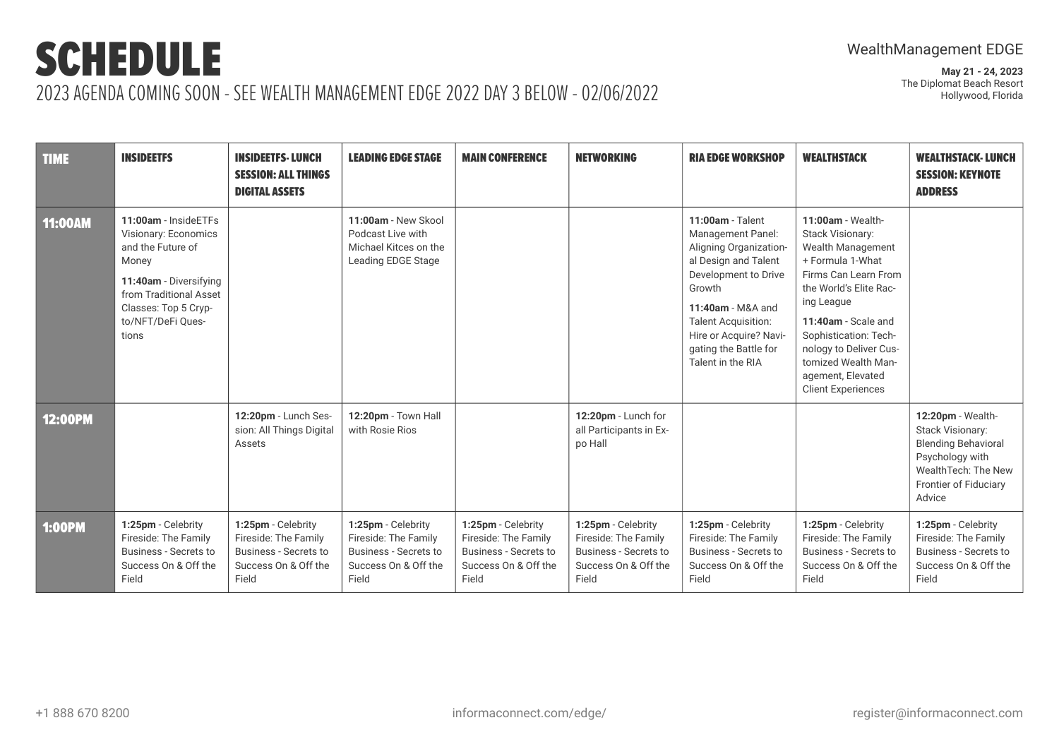# SCHEDULE

2023 AGENDA COMING SOON - SEE WEALTH MANAGEMENT EDGE 2022 DAY 3 BELOW - 02/06/2022

WealthManagement EDGE

**May 21 - 24, 2023**
The Diplomat Beach Resort
Hollywood, Florida

| TIME | INSIDEETFS | INSIDEETFS- LUNCH SESSION: ALL THINGS DIGITAL ASSETS | LEADING EDGE STAGE | MAIN CONFERENCE | NETWORKING | RIA EDGE WORKSHOP | WEALTHSTACK | WEALTHSTACK- LUNCH SESSION: KEYNOTE ADDRESS |
|---|---|---|---|---|---|---|---|---|
| 11:00AM | **11:00am** - InsideETFs Visionary: Economics and the Future of Money<br>**11:40am** - Diversifying from Traditional Asset Classes: Top 5 Crypto/NFT/DeFi Questions | | **11:00am** - New Skool Podcast Live with Michael Kitces on the Leading EDGE Stage | | | **11:00am** - Talent Management Panel: Aligning Organizational Design and Talent Development to Drive Growth<br>**11:40am** - M&A and Talent Acquisition: Hire or Acquire? Navigating the Battle for Talent in the RIA | **11:00am** - WealthStack Visionary: Wealth Management + Formula 1-What Firms Can Learn From the World's Elite Racing League<br>**11:40am** - Scale and Sophistication: Technology to Deliver Customized Wealth Management, Elevated Client Experiences | |
| 12:00PM | | **12:20pm** - Lunch Session: All Things Digital Assets | **12:20pm** - Town Hall with Rosie Rios | | **12:20pm** - Lunch for all Participants in Expo Hall | | | **12:20pm** - WealthStack Visionary: Blending Behavioral Psychology with WealthTech: The New Frontier of Fiduciary Advice |
| 1:00PM | **1:25pm** - Celebrity Fireside: The Family Business - Secrets to Success On & Off the Field | **1:25pm** - Celebrity Fireside: The Family Business - Secrets to Success On & Off the Field | **1:25pm** - Celebrity Fireside: The Family Business - Secrets to Success On & Off the Field | **1:25pm** - Celebrity Fireside: The Family Business - Secrets to Success On & Off the Field | **1:25pm** - Celebrity Fireside: The Family Business - Secrets to Success On & Off the Field | **1:25pm** - Celebrity Fireside: The Family Business - Secrets to Success On & Off the Field | **1:25pm** - Celebrity Fireside: The Family Business - Secrets to Success On & Off the Field | **1:25pm** - Celebrity Fireside: The Family Business - Secrets to Success On & Off the Field |

+1 888 670 8200 informaconnect.com/edge/ register@informaconnect.com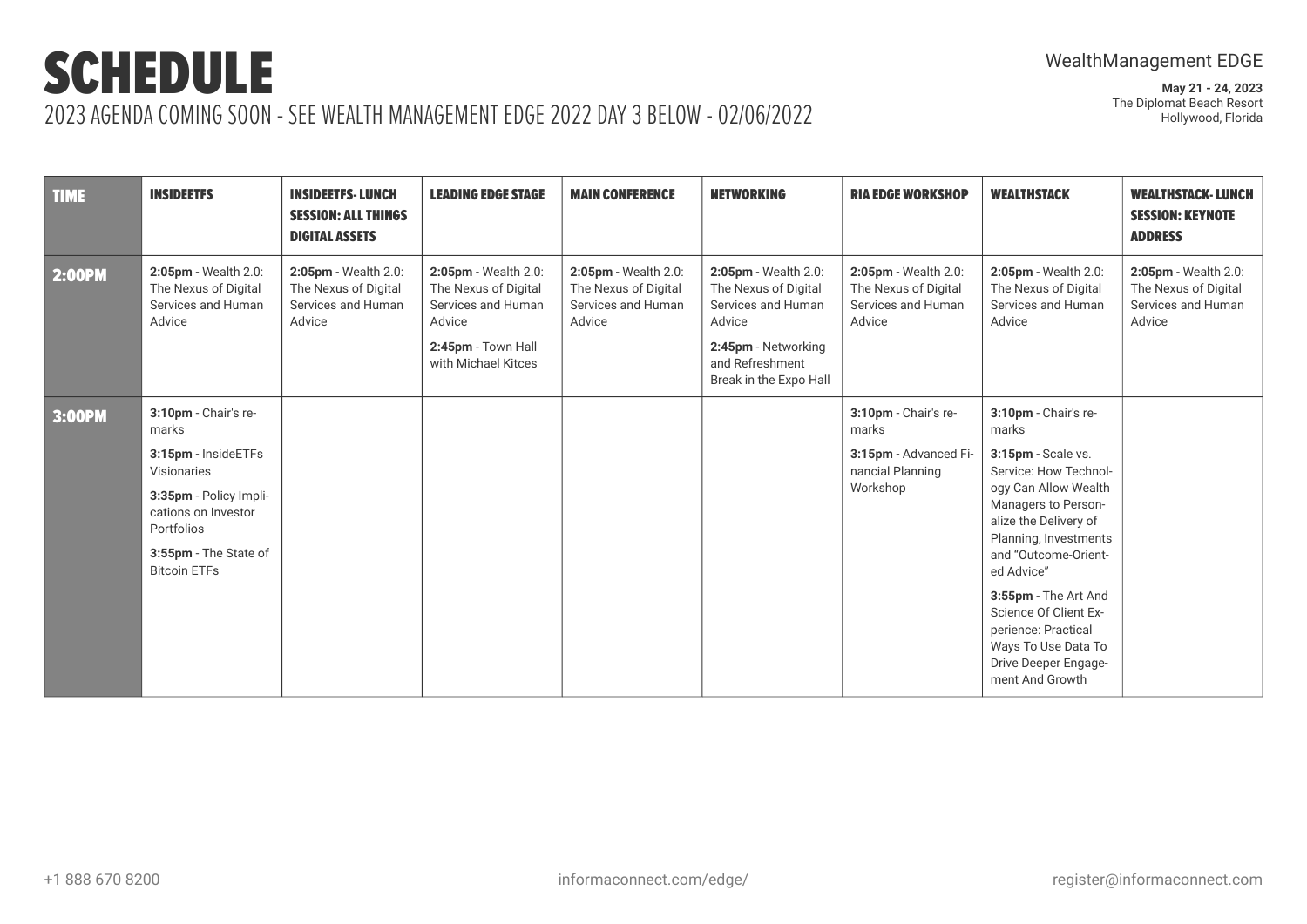# SCHEDULE

2023 AGENDA COMING SOON - SEE WEALTH MANAGEMENT EDGE 2022 DAY 3 BELOW - 02/06/2022

WealthManagement EDGE

**May 21 - 24, 2023**
The Diplomat Beach Resort
Hollywood, Florida

| TIME | INSIDEETFS | INSIDEETFS- LUNCH SESSION: ALL THINGS DIGITAL ASSETS | LEADING EDGE STAGE | MAIN CONFERENCE | NETWORKING | RIA EDGE WORKSHOP | WEALTHSTACK | WEALTHSTACK- LUNCH SESSION: KEYNOTE ADDRESS |
|---|---|---|---|---|---|---|---|---|
| 2:00PM | **2:05pm** - Wealth 2.0: The Nexus of Digital Services and Human Advice | **2:05pm** - Wealth 2.0: The Nexus of Digital Services and Human Advice | **2:05pm** - Wealth 2.0: The Nexus of Digital Services and Human Advice<br>**2:45pm** - Town Hall with Michael Kitces | **2:05pm** - Wealth 2.0: The Nexus of Digital Services and Human Advice | **2:05pm** - Wealth 2.0: The Nexus of Digital Services and Human Advice<br>**2:45pm** - Networking and Refreshment Break in the Expo Hall | **2:05pm** - Wealth 2.0: The Nexus of Digital Services and Human Advice | **2:05pm** - Wealth 2.0: The Nexus of Digital Services and Human Advice | **2:05pm** - Wealth 2.0: The Nexus of Digital Services and Human Advice |
| 3:00PM | **3:10pm** - Chair's remarks<br>**3:15pm** - InsideETFs Visionaries<br>**3:35pm** - Policy Implications on Investor Portfolios<br>**3:55pm** - The State of Bitcoin ETFs | | | | | **3:10pm** - Chair's remarks<br>**3:15pm** - Advanced Financial Planning Workshop | **3:10pm** - Chair's remarks<br>**3:15pm** - Scale vs. Service: How Technology Can Allow Wealth Managers to Personalize the Delivery of Planning, Investments and "Outcome-Oriented Advice"<br>**3:55pm** - The Art And Science Of Client Experience: Practical Ways To Use Data To Drive Deeper Engagement And Growth | |

+1 888 670 8200 | informaconnect.com/edge/ | register@informaconnect.com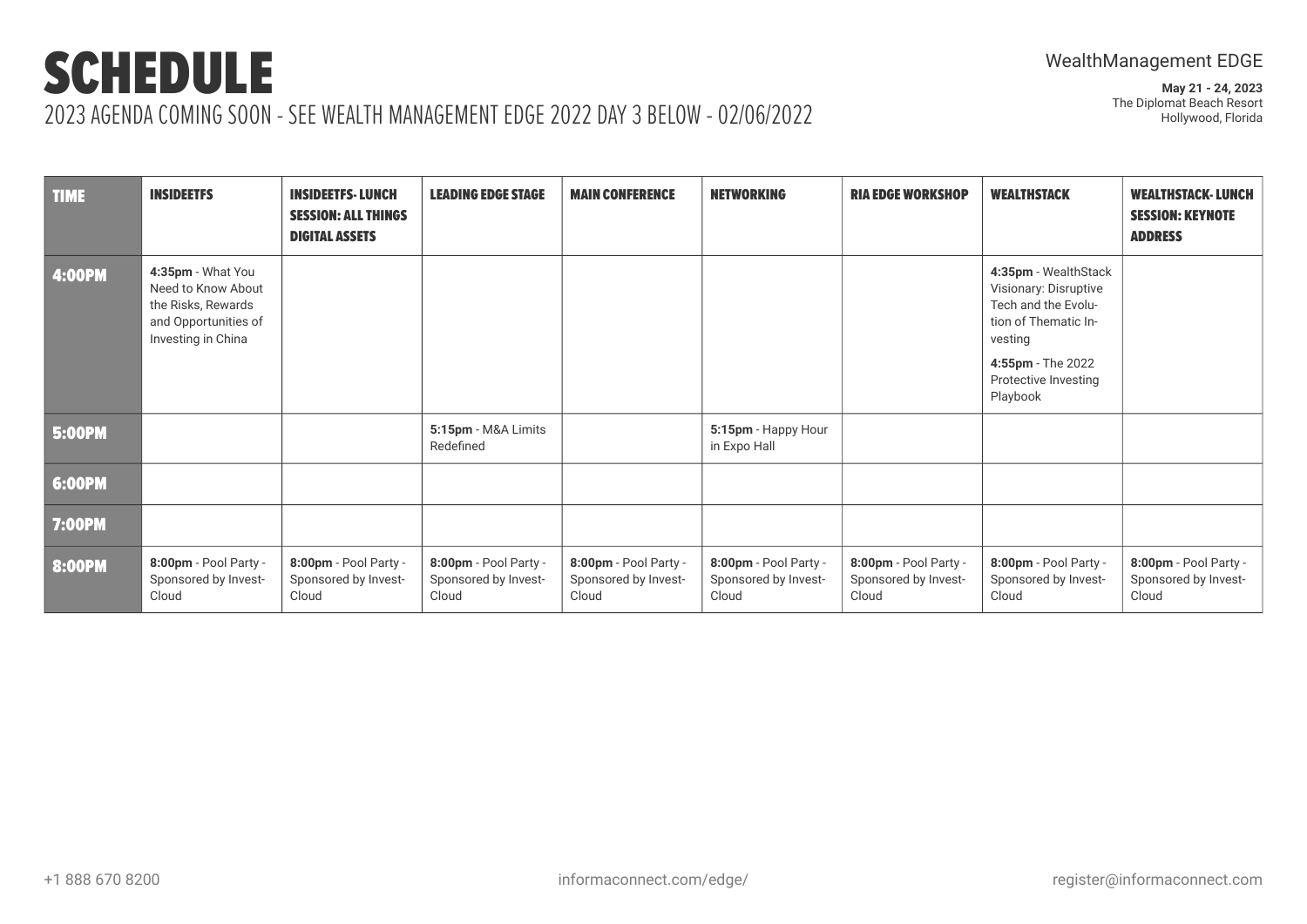# SCHEDULE

2023 AGENDA COMING SOON - SEE WEALTH MANAGEMENT EDGE 2022 DAY 3 BELOW - 02/06/2022

WealthManagement EDGE

**May 21 - 24, 2023**
The Diplomat Beach Resort
Hollywood, Florida

| TIME | INSIDEETFS | INSIDEETFS- LUNCH SESSION: ALL THINGS DIGITAL ASSETS | LEADING EDGE STAGE | MAIN CONFERENCE | NETWORKING | RIA EDGE WORKSHOP | WEALTHSTACK | WEALTHSTACK- LUNCH SESSION: KEYNOTE ADDRESS |
|---|---|---|---|---|---|---|---|---|
| 4:00PM | **4:35pm** - What You Need to Know About the Risks, Rewards and Opportunities of Investing in China | | | | | | **4:35pm** - WealthStack Visionary: Disruptive Tech and the Evolution of Thematic Investing<br>**4:55pm** - The 2022 Protective Investing Playbook | |
| 5:00PM | | | **5:15pm** - M&A Limits Redefined | | **5:15pm** - Happy Hour in Expo Hall | | | |
| 6:00PM | | | | | | | | |
| 7:00PM | | | | | | | | |
| 8:00PM | **8:00pm** - Pool Party - Sponsored by InvestCloud | **8:00pm** - Pool Party - Sponsored by InvestCloud | **8:00pm** - Pool Party - Sponsored by InvestCloud | **8:00pm** - Pool Party - Sponsored by InvestCloud | **8:00pm** - Pool Party - Sponsored by InvestCloud | **8:00pm** - Pool Party - Sponsored by InvestCloud | **8:00pm** - Pool Party - Sponsored by InvestCloud | **8:00pm** - Pool Party - Sponsored by InvestCloud |

+1 888 670 8200 informaconnect.com/edge/ register@informaconnect.com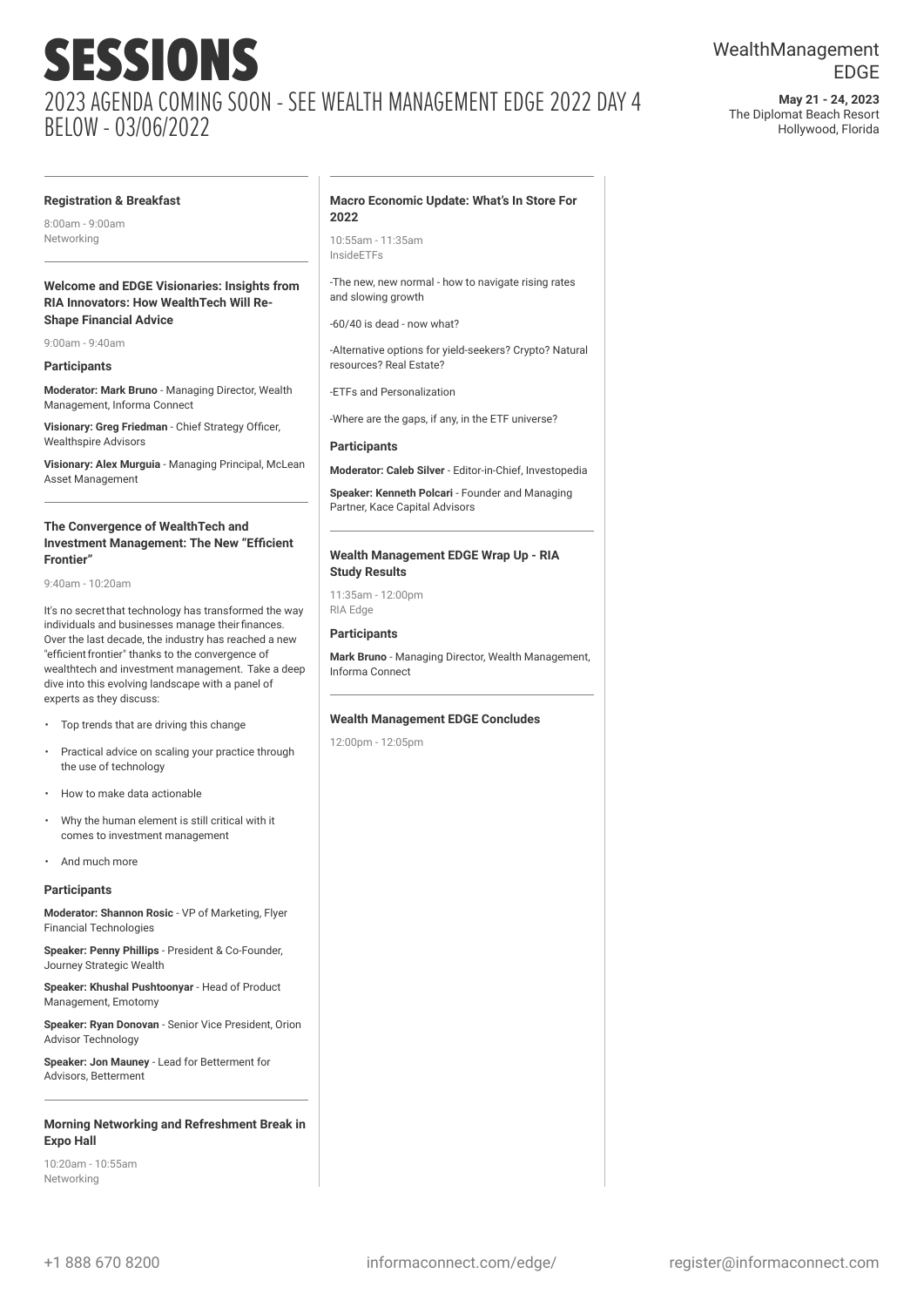# SESSIONS

## 2023 AGENDA COMING SOON - SEE WEALTH MANAGEMENT EDGE 2022 DAY 4 BELOW - 03/06/2022

WealthManagement EDGE

**May 21 - 24, 2023**
The Diplomat Beach Resort
Hollywood, Florida

---

**Registration & Breakfast**

8:00am - 9:00am
Networking

---

**Welcome and EDGE Visionaries: Insights from RIA Innovators: How WealthTech Will Re-Shape Financial Advice**

9:00am - 9:40am

**Participants**

**Moderator: Mark Bruno** - Managing Director, Wealth Management, Informa Connect

**Visionary: Greg Friedman** - Chief Strategy Officer, Wealthspire Advisors

**Visionary: Alex Murguia** - Managing Principal, McLean Asset Management

---

**The Convergence of WealthTech and Investment Management: The New "Efficient Frontier"**

9:40am - 10:20am

It's no secret that technology has transformed the way individuals and businesses manage their finances. Over the last decade, the industry has reached a new "efficient frontier" thanks to the convergence of wealthtech and investment management. Take a deep dive into this evolving landscape with a panel of experts as they discuss:

- Top trends that are driving this change
- Practical advice on scaling your practice through the use of technology
- How to make data actionable
- Why the human element is still critical with it comes to investment management
- And much more

**Participants**

**Moderator: Shannon Rosic** - VP of Marketing, Flyer Financial Technologies

**Speaker: Penny Phillips** - President & Co-Founder, Journey Strategic Wealth

**Speaker: Khushal Pushtoonyar** - Head of Product Management, Emotomy

**Speaker: Ryan Donovan** - Senior Vice President, Orion Advisor Technology

**Speaker: Jon Mauney** - Lead for Betterment for Advisors, Betterment

---

**Morning Networking and Refreshment Break in Expo Hall**

10:20am - 10:55am
Networking

---

**Macro Economic Update: What's In Store For 2022**

10:55am - 11:35am
InsideETFs

-The new, new normal - how to navigate rising rates and slowing growth

-60/40 is dead - now what?

-Alternative options for yield-seekers? Crypto? Natural resources? Real Estate?

-ETFs and Personalization

-Where are the gaps, if any, in the ETF universe?

**Participants**

**Moderator: Caleb Silver** - Editor-in-Chief, Investopedia

**Speaker: Kenneth Polcari** - Founder and Managing Partner, Kace Capital Advisors

---

**Wealth Management EDGE Wrap Up - RIA Study Results**

11:35am - 12:00pm
RIA Edge

**Participants**

**Mark Bruno** - Managing Director, Wealth Management, Informa Connect

---

**Wealth Management EDGE Concludes**

12:00pm - 12:05pm

---

+1 888 670 8200 | informaconnect.com/edge/ | register@informaconnect.com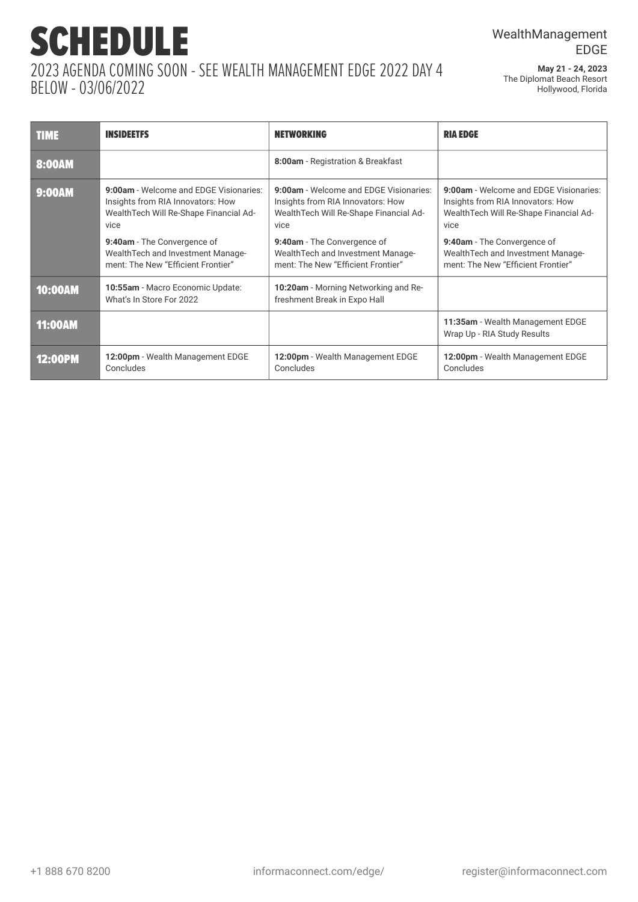# SCHEDULE

2023 AGENDA COMING SOON - SEE WEALTH MANAGEMENT EDGE 2022 DAY 4 BELOW - 03/06/2022

WealthManagement EDGE

**May 21 - 24, 2023**
The Diplomat Beach Resort
Hollywood, Florida

| TIME | INSIDEETFS | NETWORKING | RIA EDGE |
|---|---|---|---|
| **8:00AM** | | **8:00am** - Registration & Breakfast | |
| **9:00AM** | **9:00am** - Welcome and EDGE Visionaries: Insights from RIA Innovators: How WealthTech Will Re-Shape Financial Advice<br><br>**9:40am** - The Convergence of WealthTech and Investment Management: The New "Efficient Frontier" | **9:00am** - Welcome and EDGE Visionaries: Insights from RIA Innovators: How WealthTech Will Re-Shape Financial Advice<br><br>**9:40am** - The Convergence of WealthTech and Investment Management: The New "Efficient Frontier" | **9:00am** - Welcome and EDGE Visionaries: Insights from RIA Innovators: How WealthTech Will Re-Shape Financial Advice<br><br>**9:40am** - The Convergence of WealthTech and Investment Management: The New "Efficient Frontier" |
| **10:00AM** | **10:55am** - Macro Economic Update: What's In Store For 2022 | **10:20am** - Morning Networking and Refreshment Break in Expo Hall | |
| **11:00AM** | | | **11:35am** - Wealth Management EDGE Wrap Up - RIA Study Results |
| **12:00PM** | **12:00pm** - Wealth Management EDGE Concludes | **12:00pm** - Wealth Management EDGE Concludes | **12:00pm** - Wealth Management EDGE Concludes |

+1 888 670 8200 informaconnect.com/edge/ register@informaconnect.com